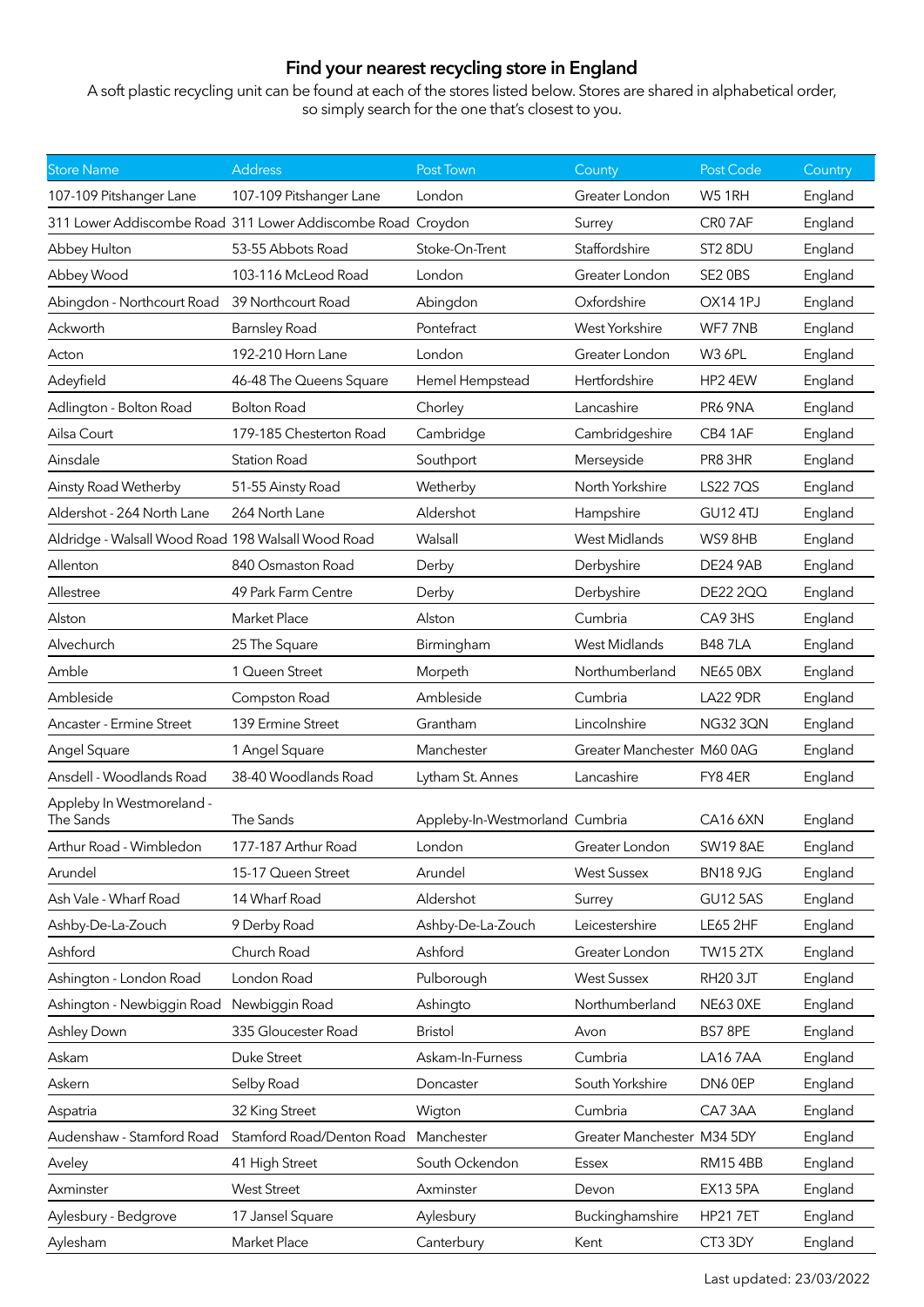# Find your nearest recycling store in England

A soft plastic recycling unit can be found at each of the stores listed below. Stores are shared in alphabetical order, so simply search for the one that's closest to you.

| Store Name | Address | Post Town | County | Post Code | Country |
|---|---|---|---|---|---|
| 107-109 Pitshanger Lane | 107-109 Pitshanger Lane | London | Greater London | W5 1RH | England |
| 311 Lower Addiscombe Road | 311 Lower Addiscombe Road | Croydon | Surrey | CR0 7AF | England |
| Abbey Hulton | 53-55 Abbots Road | Stoke-On-Trent | Staffordshire | ST2 8DU | England |
| Abbey Wood | 103-116 McLeod Road | London | Greater London | SE2 0BS | England |
| Abingdon - Northcourt Road | 39 Northcourt Road | Abingdon | Oxfordshire | OX14 1PJ | England |
| Ackworth | Barnsley Road | Pontefract | West Yorkshire | WF7 7NB | England |
| Acton | 192-210 Horn Lane | London | Greater London | W3 6PL | England |
| Adeyfield | 46-48 The Queens Square | Hemel Hempstead | Hertfordshire | HP2 4EW | England |
| Adlington - Bolton Road | Bolton Road | Chorley | Lancashire | PR6 9NA | England |
| Ailsa Court | 179-185 Chesterton Road | Cambridge | Cambridgeshire | CB4 1AF | England |
| Ainsdale | Station Road | Southport | Merseyside | PR8 3HR | England |
| Ainsty Road Wetherby | 51-55 Ainsty Road | Wetherby | North Yorkshire | LS22 7QS | England |
| Aldershot - 264 North Lane | 264 North Lane | Aldershot | Hampshire | GU12 4TJ | England |
| Aldridge - Walsall Wood Road | 198 Walsall Wood Road | Walsall | West Midlands | WS9 8HB | England |
| Allenton | 840 Osmaston Road | Derby | Derbyshire | DE24 9AB | England |
| Allestree | 49 Park Farm Centre | Derby | Derbyshire | DE22 2QQ | England |
| Alston | Market Place | Alston | Cumbria | CA9 3HS | England |
| Alvechurch | 25 The Square | Birmingham | West Midlands | B48 7LA | England |
| Amble | 1 Queen Street | Morpeth | Northumberland | NE65 0BX | England |
| Ambleside | Compston Road | Ambleside | Cumbria | LA22 9DR | England |
| Ancaster - Ermine Street | 139 Ermine Street | Grantham | Lincolnshire | NG32 3QN | England |
| Angel Square | 1 Angel Square | Manchester | Greater Manchester | M60 0AG | England |
| Ansdell - Woodlands Road | 38-40 Woodlands Road | Lytham St. Annes | Lancashire | FY8 4ER | England |
| Appleby In Westmoreland - The Sands | The Sands | Appleby-In-Westmorland | Cumbria | CA16 6XN | England |
| Arthur Road - Wimbledon | 177-187 Arthur Road | London | Greater London | SW19 8AE | England |
| Arundel | 15-17 Queen Street | Arundel | West Sussex | BN18 9JG | England |
| Ash Vale - Wharf Road | 14 Wharf Road | Aldershot | Surrey | GU12 5AS | England |
| Ashby-De-La-Zouch | 9 Derby Road | Ashby-De-La-Zouch | Leicestershire | LE65 2HF | England |
| Ashford | Church Road | Ashford | Greater London | TW15 2TX | England |
| Ashington - London Road | London Road | Pulborough | West Sussex | RH20 3JT | England |
| Ashington - Newbiggin Road | Newbiggin Road | Ashingto | Northumberland | NE63 0XE | England |
| Ashley Down | 335 Gloucester Road | Bristol | Avon | BS7 8PE | England |
| Askam | Duke Street | Askam-In-Furness | Cumbria | LA16 7AA | England |
| Askern | Selby Road | Doncaster | South Yorkshire | DN6 0EP | England |
| Aspatria | 32 King Street | Wigton | Cumbria | CA7 3AA | England |
| Audenshaw - Stamford Road | Stamford Road/Denton Road | Manchester | Greater Manchester | M34 5DY | England |
| Aveley | 41 High Street | South Ockendon | Essex | RM15 4BB | England |
| Axminster | West Street | Axminster | Devon | EX13 5PA | England |
| Aylesbury - Bedgrove | 17 Jansel Square | Aylesbury | Buckinghamshire | HP21 7ET | England |
| Aylesham | Market Place | Canterbury | Kent | CT3 3DY | England |

Last updated: 23/03/2022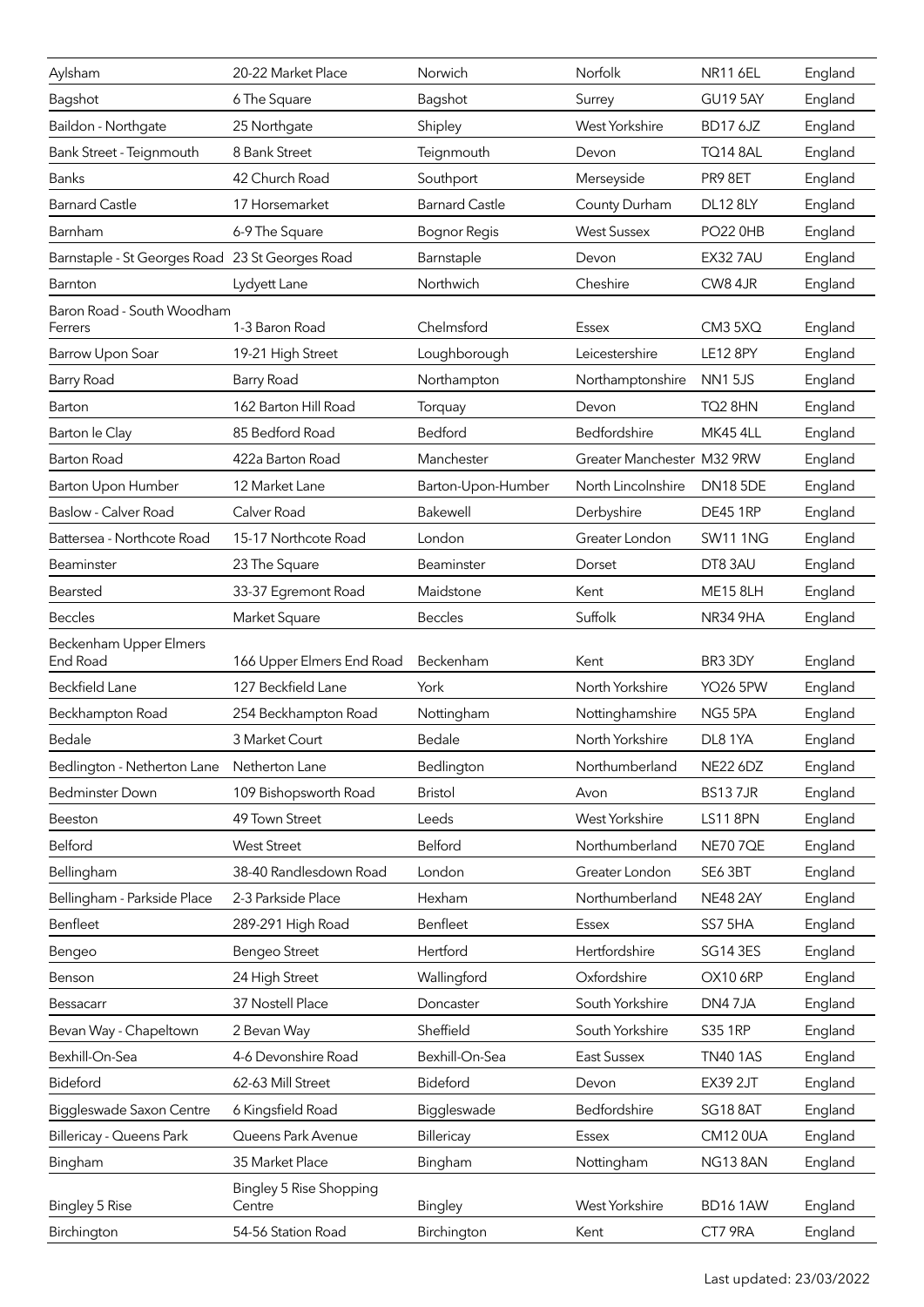| | | | | | |
|---|---|---|---|---|---|
| Aylsham | 20-22 Market Place | Norwich | Norfolk | NR11 6EL | England |
| Bagshot | 6 The Square | Bagshot | Surrey | GU19 5AY | England |
| Baildon - Northgate | 25 Northgate | Shipley | West Yorkshire | BD17 6JZ | England |
| Bank Street - Teignmouth | 8 Bank Street | Teignmouth | Devon | TQ14 8AL | England |
| Banks | 42 Church Road | Southport | Merseyside | PR9 8ET | England |
| Barnard Castle | 17 Horsemarket | Barnard Castle | County Durham | DL12 8LY | England |
| Barnham | 6-9 The Square | Bognor Regis | West Sussex | PO22 0HB | England |
| Barnstaple - St Georges Road | 23 St Georges Road | Barnstaple | Devon | EX32 7AU | England |
| Barnton | Lydyett Lane | Northwich | Cheshire | CW8 4JR | England |
| Baron Road - South Woodham Ferrers | 1-3 Baron Road | Chelmsford | Essex | CM3 5XQ | England |
| Barrow Upon Soar | 19-21 High Street | Loughborough | Leicestershire | LE12 8PY | England |
| Barry Road | Barry Road | Northampton | Northamptonshire | NN1 5JS | England |
| Barton | 162 Barton Hill Road | Torquay | Devon | TQ2 8HN | England |
| Barton le Clay | 85 Bedford Road | Bedford | Bedfordshire | MK45 4LL | England |
| Barton Road | 422a Barton Road | Manchester | Greater Manchester | M32 9RW | England |
| Barton Upon Humber | 12 Market Lane | Barton-Upon-Humber | North Lincolnshire | DN18 5DE | England |
| Baslow - Calver Road | Calver Road | Bakewell | Derbyshire | DE45 1RP | England |
| Battersea - Northcote Road | 15-17 Northcote Road | London | Greater London | SW11 1NG | England |
| Beaminster | 23 The Square | Beaminster | Dorset | DT8 3AU | England |
| Bearsted | 33-37 Egremont Road | Maidstone | Kent | ME15 8LH | England |
| Beccles | Market Square | Beccles | Suffolk | NR34 9HA | England |
| Beckenham Upper Elmers End Road | 166 Upper Elmers End Road | Beckenham | Kent | BR3 3DY | England |
| Beckfield Lane | 127 Beckfield Lane | York | North Yorkshire | YO26 5PW | England |
| Beckhampton Road | 254 Beckhampton Road | Nottingham | Nottinghamshire | NG5 5PA | England |
| Bedale | 3 Market Court | Bedale | North Yorkshire | DL8 1YA | England |
| Bedlington - Netherton Lane | Netherton Lane | Bedlington | Northumberland | NE22 6DZ | England |
| Bedminster Down | 109 Bishopsworth Road | Bristol | Avon | BS13 7JR | England |
| Beeston | 49 Town Street | Leeds | West Yorkshire | LS11 8PN | England |
| Belford | West Street | Belford | Northumberland | NE70 7QE | England |
| Bellingham | 38-40 Randlesdown Road | London | Greater London | SE6 3BT | England |
| Bellingham - Parkside Place | 2-3 Parkside Place | Hexham | Northumberland | NE48 2AY | England |
| Benfleet | 289-291 High Road | Benfleet | Essex | SS7 5HA | England |
| Bengeo | Bengeo Street | Hertford | Hertfordshire | SG14 3ES | England |
| Benson | 24 High Street | Wallingford | Oxfordshire | OX10 6RP | England |
| Bessacarr | 37 Nostell Place | Doncaster | South Yorkshire | DN4 7JA | England |
| Bevan Way - Chapeltown | 2 Bevan Way | Sheffield | South Yorkshire | S35 1RP | England |
| Bexhill-On-Sea | 4-6 Devonshire Road | Bexhill-On-Sea | East Sussex | TN40 1AS | England |
| Bideford | 62-63 Mill Street | Bideford | Devon | EX39 2JT | England |
| Biggleswade Saxon Centre | 6 Kingsfield Road | Biggleswade | Bedfordshire | SG18 8AT | England |
| Billericay - Queens Park | Queens Park Avenue | Billericay | Essex | CM12 0UA | England |
| Bingham | 35 Market Place | Bingham | Nottingham | NG13 8AN | England |
| Bingley 5 Rise | Bingley 5 Rise Shopping Centre | Bingley | West Yorkshire | BD16 1AW | England |
| Birchington | 54-56 Station Road | Birchington | Kent | CT7 9RA | England |

Last updated: 23/03/2022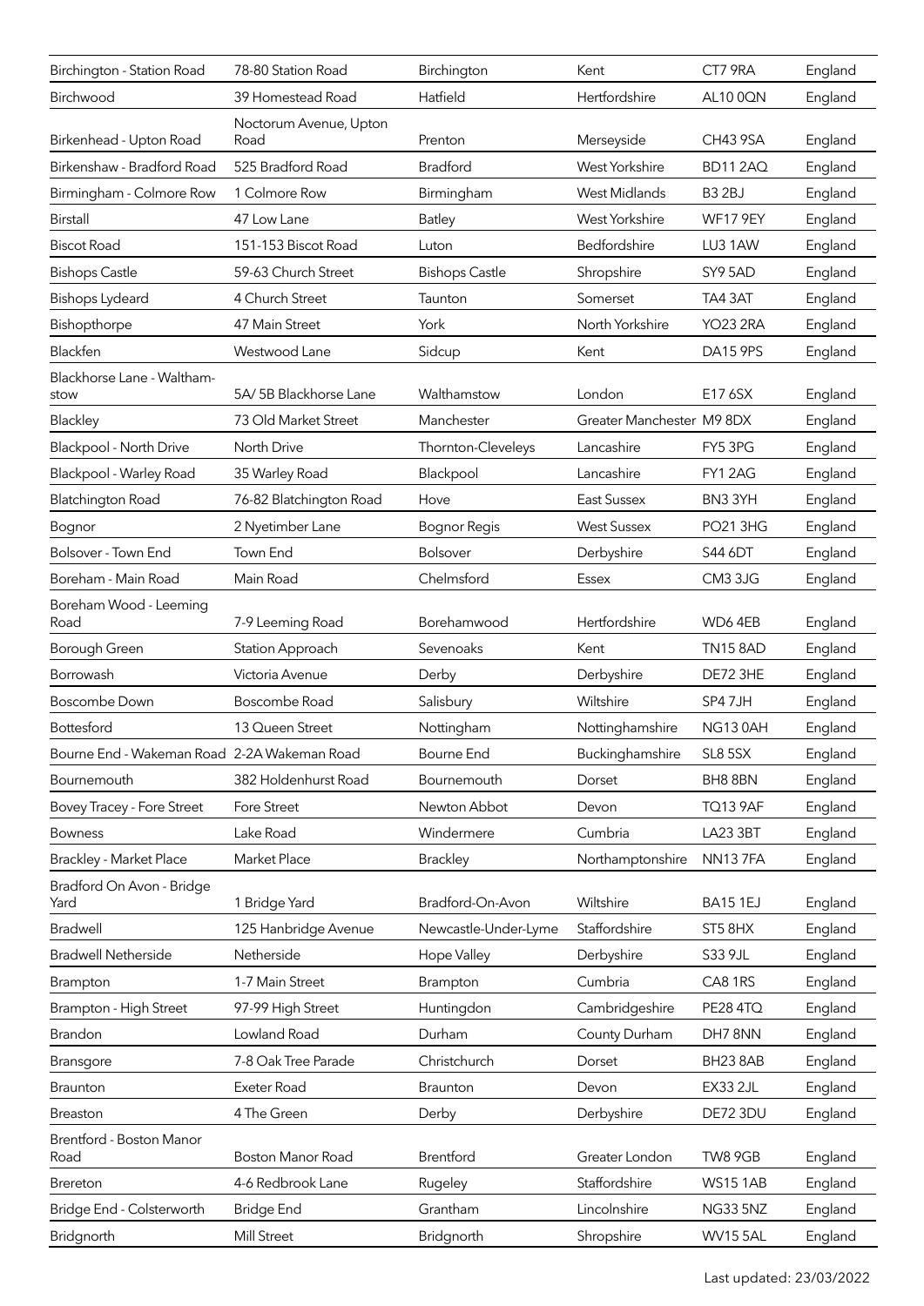| | | | | | |
|---|---|---|---|---|---|
| Birchington - Station Road | 78-80 Station Road | Birchington | Kent | CT7 9RA | England |
| Birchwood | 39 Homestead Road | Hatfield | Hertfordshire | AL10 0QN | England |
| Birkenhead - Upton Road | Noctorum Avenue, Upton Road | Prenton | Merseyside | CH43 9SA | England |
| Birkenshaw - Bradford Road | 525 Bradford Road | Bradford | West Yorkshire | BD11 2AQ | England |
| Birmingham - Colmore Row | 1 Colmore Row | Birmingham | West Midlands | B3 2BJ | England |
| Birstall | 47 Low Lane | Batley | West Yorkshire | WF17 9EY | England |
| Biscot Road | 151-153 Biscot Road | Luton | Bedfordshire | LU3 1AW | England |
| Bishops Castle | 59-63 Church Street | Bishops Castle | Shropshire | SY9 5AD | England |
| Bishops Lydeard | 4 Church Street | Taunton | Somerset | TA4 3AT | England |
| Bishopthorpe | 47 Main Street | York | North Yorkshire | YO23 2RA | England |
| Blackfen | Westwood Lane | Sidcup | Kent | DA15 9PS | England |
| Blackhorse Lane - Walthamstow | 5A/ 5B Blackhorse Lane | Walthamstow | London | E17 6SX | England |
| Blackley | 73 Old Market Street | Manchester | Greater Manchester | M9 8DX | England |
| Blackpool - North Drive | North Drive | Thornton-Cleveleys | Lancashire | FY5 3PG | England |
| Blackpool - Warley Road | 35 Warley Road | Blackpool | Lancashire | FY1 2AG | England |
| Blatchington Road | 76-82 Blatchington Road | Hove | East Sussex | BN3 3YH | England |
| Bognor | 2 Nyetimber Lane | Bognor Regis | West Sussex | PO21 3HG | England |
| Bolsover - Town End | Town End | Bolsover | Derbyshire | S44 6DT | England |
| Boreham - Main Road | Main Road | Chelmsford | Essex | CM3 3JG | England |
| Boreham Wood - Leeming Road | 7-9 Leeming Road | Borehamwood | Hertfordshire | WD6 4EB | England |
| Borough Green | Station Approach | Sevenoaks | Kent | TN15 8AD | England |
| Borrowash | Victoria Avenue | Derby | Derbyshire | DE72 3HE | England |
| Boscombe Down | Boscombe Road | Salisbury | Wiltshire | SP4 7JH | England |
| Bottesford | 13 Queen Street | Nottingham | Nottinghamshire | NG13 0AH | England |
| Bourne End - Wakeman Road | 2-2A Wakeman Road | Bourne End | Buckinghamshire | SL8 5SX | England |
| Bournemouth | 382 Holdenhurst Road | Bournemouth | Dorset | BH8 8BN | England |
| Bovey Tracey - Fore Street | Fore Street | Newton Abbot | Devon | TQ13 9AF | England |
| Bowness | Lake Road | Windermere | Cumbria | LA23 3BT | England |
| Brackley - Market Place | Market Place | Brackley | Northamptonshire | NN13 7FA | England |
| Bradford On Avon - Bridge Yard | 1 Bridge Yard | Bradford-On-Avon | Wiltshire | BA15 1EJ | England |
| Bradwell | 125 Hanbridge Avenue | Newcastle-Under-Lyme | Staffordshire | ST5 8HX | England |
| Bradwell Netherside | Netherside | Hope Valley | Derbyshire | S33 9JL | England |
| Brampton | 1-7 Main Street | Brampton | Cumbria | CA8 1RS | England |
| Brampton - High Street | 97-99 High Street | Huntingdon | Cambridgeshire | PE28 4TQ | England |
| Brandon | Lowland Road | Durham | County Durham | DH7 8NN | England |
| Bransgore | 7-8 Oak Tree Parade | Christchurch | Dorset | BH23 8AB | England |
| Braunton | Exeter Road | Braunton | Devon | EX33 2JL | England |
| Breaston | 4 The Green | Derby | Derbyshire | DE72 3DU | England |
| Brentford - Boston Manor Road | Boston Manor Road | Brentford | Greater London | TW8 9GB | England |
| Brereton | 4-6 Redbrook Lane | Rugeley | Staffordshire | WS15 1AB | England |
| Bridge End - Colsterworth | Bridge End | Grantham | Lincolnshire | NG33 5NZ | England |
| Bridgnorth | Mill Street | Bridgnorth | Shropshire | WV15 5AL | England |

Last updated: 23/03/2022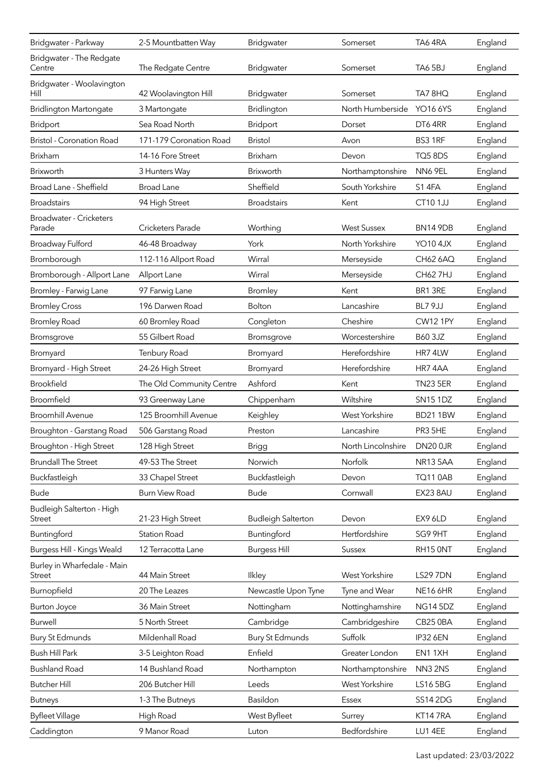| | | | | | |
|---|---|---|---|---|---|
| Bridgwater - Parkway | 2-5 Mountbatten Way | Bridgwater | Somerset | TA6 4RA | England |
| Bridgwater - The Redgate Centre | The Redgate Centre | Bridgwater | Somerset | TA6 5BJ | England |
| Bridgwater - Woolavington Hill | 42 Woolavington Hill | Bridgwater | Somerset | TA7 8HQ | England |
| Bridlington Martongate | 3 Martongate | Bridlington | North Humberside | YO16 6YS | England |
| Bridport | Sea Road North | Bridport | Dorset | DT6 4RR | England |
| Bristol - Coronation Road | 171-179 Coronation Road | Bristol | Avon | BS3 1RF | England |
| Brixham | 14-16 Fore Street | Brixham | Devon | TQ5 8DS | England |
| Brixworth | 3 Hunters Way | Brixworth | Northamptonshire | NN6 9EL | England |
| Broad Lane - Sheffield | Broad Lane | Sheffield | South Yorkshire | S1 4FA | England |
| Broadstairs | 94 High Street | Broadstairs | Kent | CT10 1JJ | England |
| Broadwater - Cricketers Parade | Cricketers Parade | Worthing | West Sussex | BN14 9DB | England |
| Broadway Fulford | 46-48 Broadway | York | North Yorkshire | YO10 4JX | England |
| Bromborough | 112-116 Allport Road | Wirral | Merseyside | CH62 6AQ | England |
| Bromborough - Allport Lane | Allport Lane | Wirral | Merseyside | CH62 7HJ | England |
| Bromley - Farwig Lane | 97 Farwig Lane | Bromley | Kent | BR1 3RE | England |
| Bromley Cross | 196 Darwen Road | Bolton | Lancashire | BL7 9JJ | England |
| Bromley Road | 60 Bromley Road | Congleton | Cheshire | CW12 1PY | England |
| Bromsgrove | 55 Gilbert Road | Bromsgrove | Worcestershire | B60 3JZ | England |
| Bromyard | Tenbury Road | Bromyard | Herefordshire | HR7 4LW | England |
| Bromyard - High Street | 24-26 High Street | Bromyard | Herefordshire | HR7 4AA | England |
| Brookfield | The Old Community Centre | Ashford | Kent | TN23 5ER | England |
| Broomfield | 93 Greenway Lane | Chippenham | Wiltshire | SN15 1DZ | England |
| Broomhill Avenue | 125 Broomhill Avenue | Keighley | West Yorkshire | BD21 1BW | England |
| Broughton - Garstang Road | 506 Garstang Road | Preston | Lancashire | PR3 5HE | England |
| Broughton - High Street | 128 High Street | Brigg | North Lincolnshire | DN20 0JR | England |
| Brundall The Street | 49-53 The Street | Norwich | Norfolk | NR13 5AA | England |
| Buckfastleigh | 33 Chapel Street | Buckfastleigh | Devon | TQ11 0AB | England |
| Bude | Burn View Road | Bude | Cornwall | EX23 8AU | England |
| Budleigh Salterton - High Street | 21-23 High Street | Budleigh Salterton | Devon | EX9 6LD | England |
| Buntingford | Station Road | Buntingford | Hertfordshire | SG9 9HT | England |
| Burgess Hill - Kings Weald | 12 Terracotta Lane | Burgess Hill | Sussex | RH15 0NT | England |
| Burley in Wharfedale - Main Street | 44 Main Street | Ilkley | West Yorkshire | LS29 7DN | England |
| Burnopfield | 20 The Leazes | Newcastle Upon Tyne | Tyne and Wear | NE16 6HR | England |
| Burton Joyce | 36 Main Street | Nottingham | Nottinghamshire | NG14 5DZ | England |
| Burwell | 5 North Street | Cambridge | Cambridgeshire | CB25 0BA | England |
| Bury St Edmunds | Mildenhall Road | Bury St Edmunds | Suffolk | IP32 6EN | England |
| Bush Hill Park | 3-5 Leighton Road | Enfield | Greater London | EN1 1XH | England |
| Bushland Road | 14 Bushland Road | Northampton | Northamptonshire | NN3 2NS | England |
| Butcher Hill | 206 Butcher Hill | Leeds | West Yorkshire | LS16 5BG | England |
| Butneys | 1-3 The Butneys | Basildon | Essex | SS14 2DG | England |
| Byfleet Village | High Road | West Byfleet | Surrey | KT14 7RA | England |
| Caddington | 9 Manor Road | Luton | Bedfordshire | LU1 4EE | England |

Last updated: 23/03/2022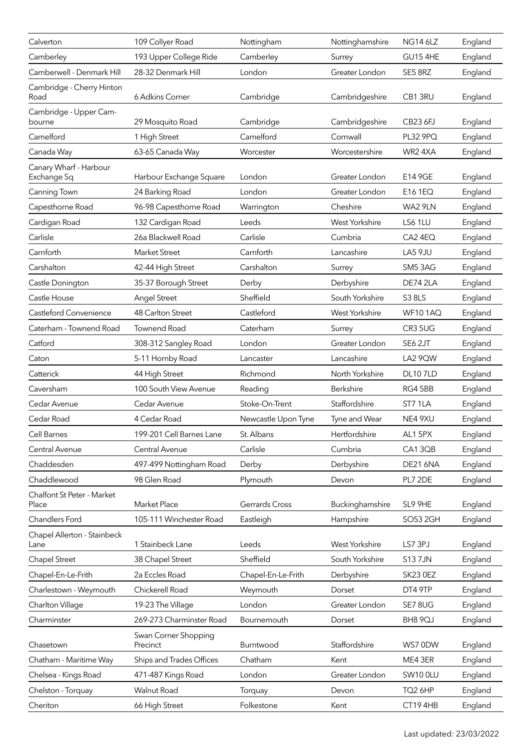| | | | | | |
|---|---|---|---|---|---|
| Calverton | 109 Collyer Road | Nottingham | Nottinghamshire | NG14 6LZ | England |
| Camberley | 193 Upper College Ride | Camberley | Surrey | GU15 4HE | England |
| Camberwell - Denmark Hill | 28-32 Denmark Hill | London | Greater London | SE5 8RZ | England |
| Cambridge - Cherry Hinton Road | 6 Adkins Corner | Cambridge | Cambridgeshire | CB1 3RU | England |
| Cambridge - Upper Cambourne | 29 Mosquito Road | Cambridge | Cambridgeshire | CB23 6FJ | England |
| Camelford | 1 High Street | Camelford | Cornwall | PL32 9PQ | England |
| Canada Way | 63-65 Canada Way | Worcester | Worcestershire | WR2 4XA | England |
| Canary Wharf - Harbour Exchange Sq | Harbour Exchange Square | London | Greater London | E14 9GE | England |
| Canning Town | 24 Barking Road | London | Greater London | E16 1EQ | England |
| Capesthorne Road | 96-98 Capesthorne Road | Warrington | Cheshire | WA2 9LN | England |
| Cardigan Road | 132 Cardigan Road | Leeds | West Yorkshire | LS6 1LU | England |
| Carlisle | 26a Blackwell Road | Carlisle | Cumbria | CA2 4EQ | England |
| Carnforth | Market Street | Carnforth | Lancashire | LA5 9JU | England |
| Carshalton | 42-44 High Street | Carshalton | Surrey | SM5 3AG | England |
| Castle Donington | 35-37 Borough Street | Derby | Derbyshire | DE74 2LA | England |
| Castle House | Angel Street | Sheffield | South Yorkshire | S3 8LS | England |
| Castleford Convenience | 48 Carlton Street | Castleford | West Yorkshire | WF10 1AQ | England |
| Caterham - Townend Road | Townend Road | Caterham | Surrey | CR3 5UG | England |
| Catford | 308-312 Sangley Road | London | Greater London | SE6 2JT | England |
| Caton | 5-11 Hornby Road | Lancaster | Lancashire | LA2 9QW | England |
| Catterick | 44 High Street | Richmond | North Yorkshire | DL10 7LD | England |
| Caversham | 100 South View Avenue | Reading | Berkshire | RG4 5BB | England |
| Cedar Avenue | Cedar Avenue | Stoke-On-Trent | Staffordshire | ST7 1LA | England |
| Cedar Road | 4 Cedar Road | Newcastle Upon Tyne | Tyne and Wear | NE4 9XU | England |
| Cell Barnes | 199-201 Cell Barnes Lane | St. Albans | Hertfordshire | AL1 5PX | England |
| Central Avenue | Central Avenue | Carlisle | Cumbria | CA1 3QB | England |
| Chaddesden | 497-499 Nottingham Road | Derby | Derbyshire | DE21 6NA | England |
| Chaddlewood | 98 Glen Road | Plymouth | Devon | PL7 2DE | England |
| Chalfont St Peter - Market Place | Market Place | Gerrards Cross | Buckinghamshire | SL9 9HE | England |
| Chandlers Ford | 105-111 Winchester Road | Eastleigh | Hampshire | SO53 2GH | England |
| Chapel Allerton - Stainbeck Lane | 1 Stainbeck Lane | Leeds | West Yorkshire | LS7 3PJ | England |
| Chapel Street | 38 Chapel Street | Sheffield | South Yorkshire | S13 7JN | England |
| Chapel-En-Le-Frith | 2a Eccles Road | Chapel-En-Le-Frith | Derbyshire | SK23 0EZ | England |
| Charlestown - Weymouth | Chickerell Road | Weymouth | Dorset | DT4 9TP | England |
| Charlton Village | 19-23 The Village | London | Greater London | SE7 8UG | England |
| Charminster | 269-273 Charminster Road | Bournemouth | Dorset | BH8 9QJ | England |
| Chasetown | Swan Corner Shopping Precinct | Burntwood | Staffordshire | WS7 0DW | England |
| Chatham - Maritime Way | Ships and Trades Offices | Chatham | Kent | ME4 3ER | England |
| Chelsea - Kings Road | 471-487 Kings Road | London | Greater London | SW10 0LU | England |
| Chelston - Torquay | Walnut Road | Torquay | Devon | TQ2 6HP | England |
| Cheriton | 66 High Street | Folkestone | Kent | CT19 4HB | England |

Last updated: 23/03/2022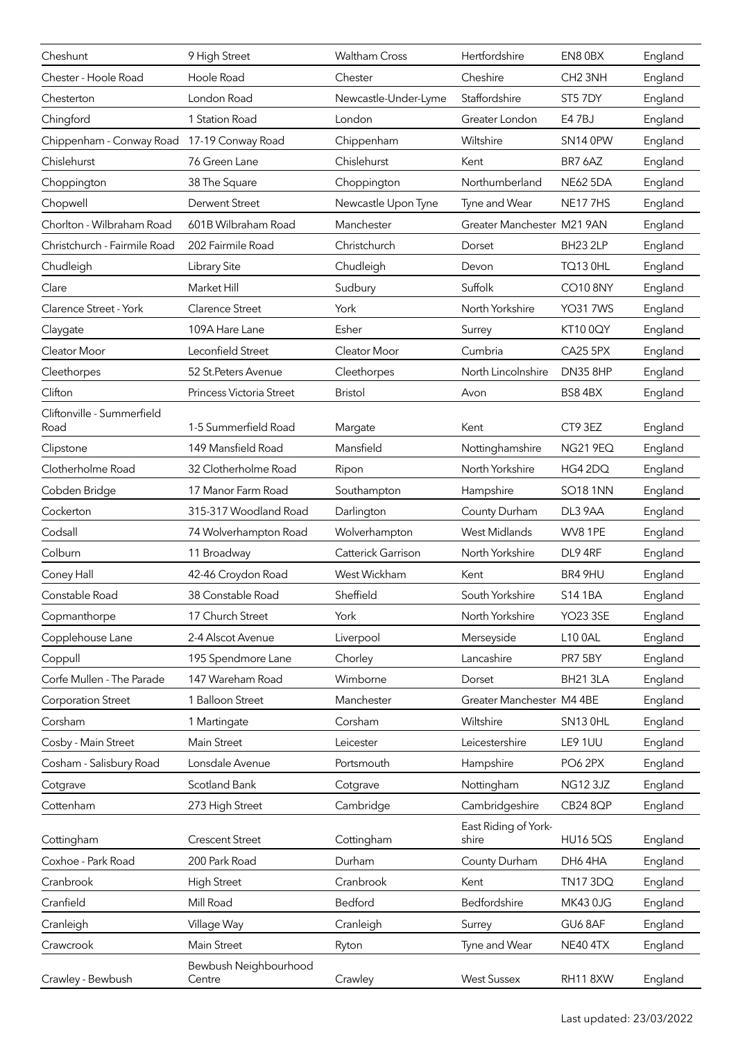| | | | | | |
|---|---|---|---|---|---|
| Cheshunt | 9 High Street | Waltham Cross | Hertfordshire | EN8 0BX | England |
| Chester - Hoole Road | Hoole Road | Chester | Cheshire | CH2 3NH | England |
| Chesterton | London Road | Newcastle-Under-Lyme | Staffordshire | ST5 7DY | England |
| Chingford | 1 Station Road | London | Greater London | E4 7BJ | England |
| Chippenham - Conway Road | 17-19 Conway Road | Chippenham | Wiltshire | SN14 0PW | England |
| Chislehurst | 76 Green Lane | Chislehurst | Kent | BR7 6AZ | England |
| Choppington | 38 The Square | Choppington | Northumberland | NE62 5DA | England |
| Chopwell | Derwent Street | Newcastle Upon Tyne | Tyne and Wear | NE17 7HS | England |
| Chorlton - Wilbraham Road | 601B Wilbraham Road | Manchester | Greater Manchester | M21 9AN | England |
| Christchurch - Fairmile Road | 202 Fairmile Road | Christchurch | Dorset | BH23 2LP | England |
| Chudleigh | Library Site | Chudleigh | Devon | TQ13 0HL | England |
| Clare | Market Hill | Sudbury | Suffolk | CO10 8NY | England |
| Clarence Street - York | Clarence Street | York | North Yorkshire | YO31 7WS | England |
| Claygate | 109A Hare Lane | Esher | Surrey | KT10 0QY | England |
| Cleator Moor | Leconfield Street | Cleator Moor | Cumbria | CA25 5PX | England |
| Cleethorpes | 52 St.Peters Avenue | Cleethorpes | North Lincolnshire | DN35 8HP | England |
| Clifton | Princess Victoria Street | Bristol | Avon | BS8 4BX | England |
| Cliftonville - Summerfield Road | 1-5 Summerfield Road | Margate | Kent | CT9 3EZ | England |
| Clipstone | 149 Mansfield Road | Mansfield | Nottinghamshire | NG21 9EQ | England |
| Clotherholme Road | 32 Clotherholme Road | Ripon | North Yorkshire | HG4 2DQ | England |
| Cobden Bridge | 17 Manor Farm Road | Southampton | Hampshire | SO18 1NN | England |
| Cockerton | 315-317 Woodland Road | Darlington | County Durham | DL3 9AA | England |
| Codsall | 74 Wolverhampton Road | Wolverhampton | West Midlands | WV8 1PE | England |
| Colburn | 11 Broadway | Catterick Garrison | North Yorkshire | DL9 4RF | England |
| Coney Hall | 42-46 Croydon Road | West Wickham | Kent | BR4 9HU | England |
| Constable Road | 38 Constable Road | Sheffield | South Yorkshire | S14 1BA | England |
| Copmanthorpe | 17 Church Street | York | North Yorkshire | YO23 3SE | England |
| Copplehouse Lane | 2-4 Alscot Avenue | Liverpool | Merseyside | L10 0AL | England |
| Coppull | 195 Spendmore Lane | Chorley | Lancashire | PR7 5BY | England |
| Corfe Mullen - The Parade | 147 Wareham Road | Wimborne | Dorset | BH21 3LA | England |
| Corporation Street | 1 Balloon Street | Manchester | Greater Manchester | M4 4BE | England |
| Corsham | 1 Martingate | Corsham | Wiltshire | SN13 0HL | England |
| Cosby - Main Street | Main Street | Leicester | Leicestershire | LE9 1UU | England |
| Cosham - Salisbury Road | Lonsdale Avenue | Portsmouth | Hampshire | PO6 2PX | England |
| Cotgrave | Scotland Bank | Cotgrave | Nottingham | NG12 3JZ | England |
| Cottenham | 273 High Street | Cambridge | Cambridgeshire | CB24 8QP | England |
| Cottingham | Crescent Street | Cottingham | East Riding of Yorkshire | HU16 5QS | England |
| Coxhoe - Park Road | 200 Park Road | Durham | County Durham | DH6 4HA | England |
| Cranbrook | High Street | Cranbrook | Kent | TN17 3DQ | England |
| Cranfield | Mill Road | Bedford | Bedfordshire | MK43 0JG | England |
| Cranleigh | Village Way | Cranleigh | Surrey | GU6 8AF | England |
| Crawcrook | Main Street | Ryton | Tyne and Wear | NE40 4TX | England |
| Crawley - Bewbush | Bewbush Neighbourhood Centre | Crawley | West Sussex | RH11 8XW | England |

Last updated: 23/03/2022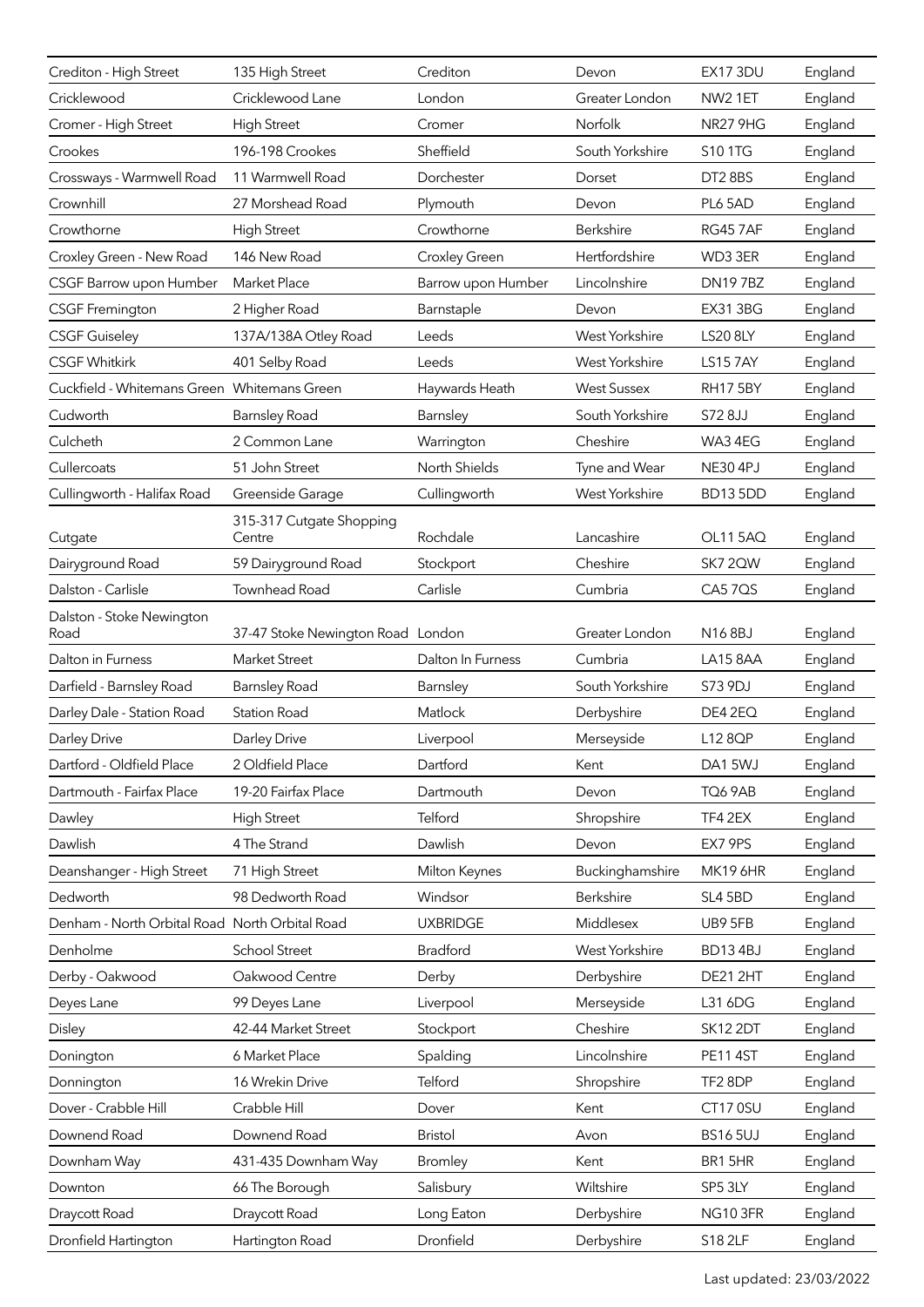| | | | | | |
|---|---|---|---|---|---|
| Crediton - High Street | 135 High Street | Crediton | Devon | EX17 3DU | England |
| Cricklewood | Cricklewood Lane | London | Greater London | NW2 1ET | England |
| Cromer - High Street | High Street | Cromer | Norfolk | NR27 9HG | England |
| Crookes | 196-198 Crookes | Sheffield | South Yorkshire | S10 1TG | England |
| Crossways - Warmwell Road | 11 Warmwell Road | Dorchester | Dorset | DT2 8BS | England |
| Crownhill | 27 Morshead Road | Plymouth | Devon | PL6 5AD | England |
| Crowthorne | High Street | Crowthorne | Berkshire | RG45 7AF | England |
| Croxley Green - New Road | 146 New Road | Croxley Green | Hertfordshire | WD3 3ER | England |
| CSGF Barrow upon Humber | Market Place | Barrow upon Humber | Lincolnshire | DN19 7BZ | England |
| CSGF Fremington | 2 Higher Road | Barnstaple | Devon | EX31 3BG | England |
| CSGF Guiseley | 137A/138A Otley Road | Leeds | West Yorkshire | LS20 8LY | England |
| CSGF Whitkirk | 401 Selby Road | Leeds | West Yorkshire | LS15 7AY | England |
| Cuckfield - Whitemans Green | Whitemans Green | Haywards Heath | West Sussex | RH17 5BY | England |
| Cudworth | Barnsley Road | Barnsley | South Yorkshire | S72 8JJ | England |
| Culcheth | 2 Common Lane | Warrington | Cheshire | WA3 4EG | England |
| Cullercoats | 51 John Street | North Shields | Tyne and Wear | NE30 4PJ | England |
| Cullingworth - Halifax Road | Greenside Garage | Cullingworth | West Yorkshire | BD13 5DD | England |
| Cutgate | 315-317 Cutgate Shopping Centre | Rochdale | Lancashire | OL11 5AQ | England |
| Dairyground Road | 59 Dairyground Road | Stockport | Cheshire | SK7 2QW | England |
| Dalston - Carlisle | Townhead Road | Carlisle | Cumbria | CA5 7QS | England |
| Dalston - Stoke Newington Road | 37-47 Stoke Newington Road | London | Greater London | N16 8BJ | England |
| Dalton in Furness | Market Street | Dalton In Furness | Cumbria | LA15 8AA | England |
| Darfield - Barnsley Road | Barnsley Road | Barnsley | South Yorkshire | S73 9DJ | England |
| Darley Dale - Station Road | Station Road | Matlock | Derbyshire | DE4 2EQ | England |
| Darley Drive | Darley Drive | Liverpool | Merseyside | L12 8QP | England |
| Dartford - Oldfield Place | 2 Oldfield Place | Dartford | Kent | DA1 5WJ | England |
| Dartmouth - Fairfax Place | 19-20 Fairfax Place | Dartmouth | Devon | TQ6 9AB | England |
| Dawley | High Street | Telford | Shropshire | TF4 2EX | England |
| Dawlish | 4 The Strand | Dawlish | Devon | EX7 9PS | England |
| Deanshanger - High Street | 71 High Street | Milton Keynes | Buckinghamshire | MK19 6HR | England |
| Dedworth | 98 Dedworth Road | Windsor | Berkshire | SL4 5BD | England |
| Denham - North Orbital Road | North Orbital Road | UXBRIDGE | Middlesex | UB9 5FB | England |
| Denholme | School Street | Bradford | West Yorkshire | BD13 4BJ | England |
| Derby - Oakwood | Oakwood Centre | Derby | Derbyshire | DE21 2HT | England |
| Deyes Lane | 99 Deyes Lane | Liverpool | Merseyside | L31 6DG | England |
| Disley | 42-44 Market Street | Stockport | Cheshire | SK12 2DT | England |
| Donington | 6 Market Place | Spalding | Lincolnshire | PE11 4ST | England |
| Donnington | 16 Wrekin Drive | Telford | Shropshire | TF2 8DP | England |
| Dover - Crabble Hill | Crabble Hill | Dover | Kent | CT17 0SU | England |
| Downend Road | Downend Road | Bristol | Avon | BS16 5UJ | England |
| Downham Way | 431-435 Downham Way | Bromley | Kent | BR1 5HR | England |
| Downton | 66 The Borough | Salisbury | Wiltshire | SP5 3LY | England |
| Draycott Road | Draycott Road | Long Eaton | Derbyshire | NG10 3FR | England |
| Dronfield Hartington | Hartington Road | Dronfield | Derbyshire | S18 2LF | England |

Last updated: 23/03/2022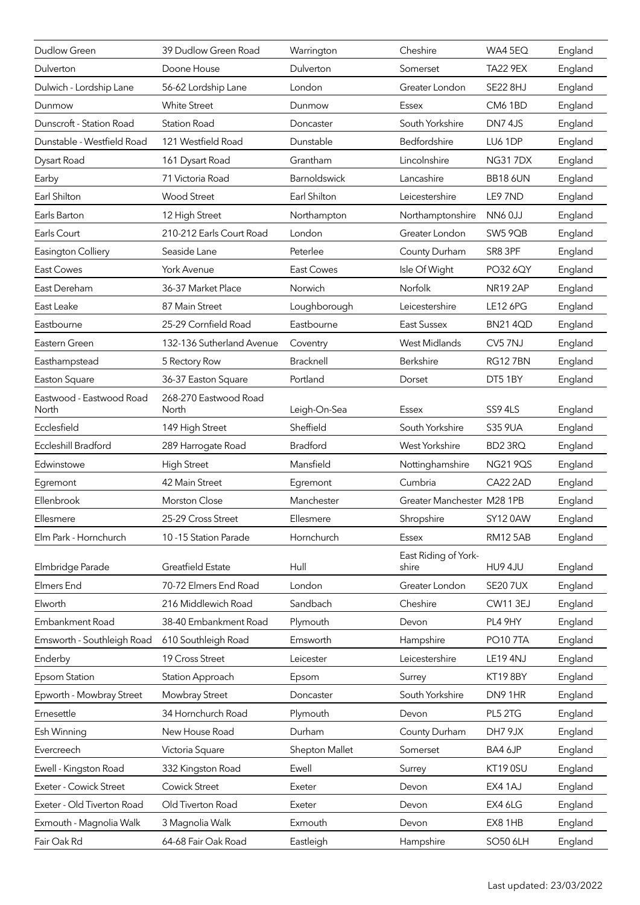| | | | | | |
|---|---|---|---|---|---|
| Dudlow Green | 39 Dudlow Green Road | Warrington | Cheshire | WA4 5EQ | England |
| Dulverton | Doone House | Dulverton | Somerset | TA22 9EX | England |
| Dulwich - Lordship Lane | 56-62 Lordship Lane | London | Greater London | SE22 8HJ | England |
| Dunmow | White Street | Dunmow | Essex | CM6 1BD | England |
| Dunscroft - Station Road | Station Road | Doncaster | South Yorkshire | DN7 4JS | England |
| Dunstable - Westfield Road | 121 Westfield Road | Dunstable | Bedfordshire | LU6 1DP | England |
| Dysart Road | 161 Dysart Road | Grantham | Lincolnshire | NG31 7DX | England |
| Earby | 71 Victoria Road | Barnoldswick | Lancashire | BB18 6UN | England |
| Earl Shilton | Wood Street | Earl Shilton | Leicestershire | LE9 7ND | England |
| Earls Barton | 12 High Street | Northampton | Northamptonshire | NN6 0JJ | England |
| Earls Court | 210-212 Earls Court Road | London | Greater London | SW5 9QB | England |
| Easington Colliery | Seaside Lane | Peterlee | County Durham | SR8 3PF | England |
| East Cowes | York Avenue | East Cowes | Isle Of Wight | PO32 6QY | England |
| East Dereham | 36-37 Market Place | Norwich | Norfolk | NR19 2AP | England |
| East Leake | 87 Main Street | Loughborough | Leicestershire | LE12 6PG | England |
| Eastbourne | 25-29 Cornfield Road | Eastbourne | East Sussex | BN21 4QD | England |
| Eastern Green | 132-136 Sutherland Avenue | Coventry | West Midlands | CV5 7NJ | England |
| Easthampstead | 5 Rectory Row | Bracknell | Berkshire | RG12 7BN | England |
| Easton Square | 36-37 Easton Square | Portland | Dorset | DT5 1BY | England |
| Eastwood - Eastwood Road North | 268-270 Eastwood Road North | Leigh-On-Sea | Essex | SS9 4LS | England |
| Ecclesfield | 149 High Street | Sheffield | South Yorkshire | S35 9UA | England |
| Eccleshill Bradford | 289 Harrogate Road | Bradford | West Yorkshire | BD2 3RQ | England |
| Edwinstowe | High Street | Mansfield | Nottinghamshire | NG21 9QS | England |
| Egremont | 42 Main Street | Egremont | Cumbria | CA22 2AD | England |
| Ellenbrook | Morston Close | Manchester | Greater Manchester | M28 1PB | England |
| Ellesmere | 25-29 Cross Street | Ellesmere | Shropshire | SY12 0AW | England |
| Elm Park - Hornchurch | 10 -15 Station Parade | Hornchurch | Essex | RM12 5AB | England |
| Elmbridge Parade | Greatfield Estate | Hull | East Riding of Yorkshire | HU9 4JU | England |
| Elmers End | 70-72 Elmers End Road | London | Greater London | SE20 7UX | England |
| Elworth | 216 Middlewich Road | Sandbach | Cheshire | CW11 3EJ | England |
| Embankment Road | 38-40 Embankment Road | Plymouth | Devon | PL4 9HY | England |
| Emsworth - Southleigh Road | 610 Southleigh Road | Emsworth | Hampshire | PO10 7TA | England |
| Enderby | 19 Cross Street | Leicester | Leicestershire | LE19 4NJ | England |
| Epsom Station | Station Approach | Epsom | Surrey | KT19 8BY | England |
| Epworth - Mowbray Street | Mowbray Street | Doncaster | South Yorkshire | DN9 1HR | England |
| Ernesettle | 34 Hornchurch Road | Plymouth | Devon | PL5 2TG | England |
| Esh Winning | New House Road | Durham | County Durham | DH7 9JX | England |
| Evercreech | Victoria Square | Shepton Mallet | Somerset | BA4 6JP | England |
| Ewell - Kingston Road | 332 Kingston Road | Ewell | Surrey | KT19 0SU | England |
| Exeter - Cowick Street | Cowick Street | Exeter | Devon | EX4 1AJ | England |
| Exeter - Old Tiverton Road | Old Tiverton Road | Exeter | Devon | EX4 6LG | England |
| Exmouth - Magnolia Walk | 3 Magnolia Walk | Exmouth | Devon | EX8 1HB | England |
| Fair Oak Rd | 64-68 Fair Oak Road | Eastleigh | Hampshire | SO50 6LH | England |

Last updated: 23/03/2022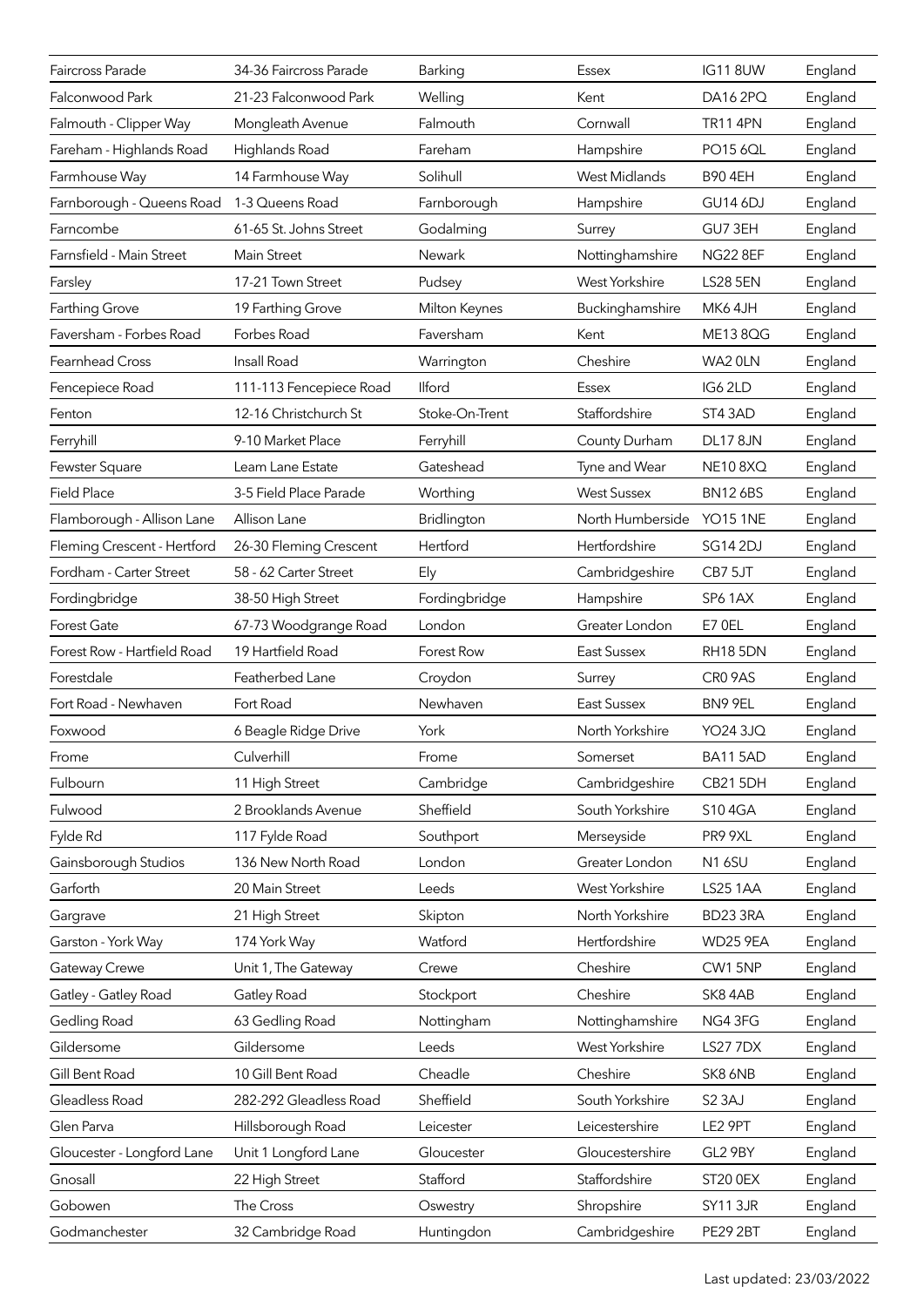| | | | | | |
|---|---|---|---|---|---|
| Faircross Parade | 34-36 Faircross Parade | Barking | Essex | IG11 8UW | England |
| Falconwood Park | 21-23 Falconwood Park | Welling | Kent | DA16 2PQ | England |
| Falmouth - Clipper Way | Mongleath Avenue | Falmouth | Cornwall | TR11 4PN | England |
| Fareham - Highlands Road | Highlands Road | Fareham | Hampshire | PO15 6QL | England |
| Farmhouse Way | 14 Farmhouse Way | Solihull | West Midlands | B90 4EH | England |
| Farnborough - Queens Road | 1-3 Queens Road | Farnborough | Hampshire | GU14 6DJ | England |
| Farncombe | 61-65 St. Johns Street | Godalming | Surrey | GU7 3EH | England |
| Farnsfield - Main Street | Main Street | Newark | Nottinghamshire | NG22 8EF | England |
| Farsley | 17-21 Town Street | Pudsey | West Yorkshire | LS28 5EN | England |
| Farthing Grove | 19 Farthing Grove | Milton Keynes | Buckinghamshire | MK6 4JH | England |
| Faversham - Forbes Road | Forbes Road | Faversham | Kent | ME13 8QG | England |
| Fearnhead Cross | Insall Road | Warrington | Cheshire | WA2 0LN | England |
| Fencepiece Road | 111-113 Fencepiece Road | Ilford | Essex | IG6 2LD | England |
| Fenton | 12-16 Christchurch St | Stoke-On-Trent | Staffordshire | ST4 3AD | England |
| Ferryhill | 9-10 Market Place | Ferryhill | County Durham | DL17 8JN | England |
| Fewster Square | Leam Lane Estate | Gateshead | Tyne and Wear | NE10 8XQ | England |
| Field Place | 3-5 Field Place Parade | Worthing | West Sussex | BN12 6BS | England |
| Flamborough - Allison Lane | Allison Lane | Bridlington | North Humberside | YO15 1NE | England |
| Fleming Crescent - Hertford | 26-30 Fleming Crescent | Hertford | Hertfordshire | SG14 2DJ | England |
| Fordham - Carter Street | 58 - 62 Carter Street | Ely | Cambridgeshire | CB7 5JT | England |
| Fordingbridge | 38-50 High Street | Fordingbridge | Hampshire | SP6 1AX | England |
| Forest Gate | 67-73 Woodgrange Road | London | Greater London | E7 0EL | England |
| Forest Row - Hartfield Road | 19 Hartfield Road | Forest Row | East Sussex | RH18 5DN | England |
| Forestdale | Featherbed Lane | Croydon | Surrey | CR0 9AS | England |
| Fort Road - Newhaven | Fort Road | Newhaven | East Sussex | BN9 9EL | England |
| Foxwood | 6 Beagle Ridge Drive | York | North Yorkshire | YO24 3JQ | England |
| Frome | Culverhill | Frome | Somerset | BA11 5AD | England |
| Fulbourn | 11 High Street | Cambridge | Cambridgeshire | CB21 5DH | England |
| Fulwood | 2 Brooklands Avenue | Sheffield | South Yorkshire | S10 4GA | England |
| Fylde Rd | 117 Fylde Road | Southport | Merseyside | PR9 9XL | England |
| Gainsborough Studios | 136 New North Road | London | Greater London | N1 6SU | England |
| Garforth | 20 Main Street | Leeds | West Yorkshire | LS25 1AA | England |
| Gargrave | 21 High Street | Skipton | North Yorkshire | BD23 3RA | England |
| Garston - York Way | 174 York Way | Watford | Hertfordshire | WD25 9EA | England |
| Gateway Crewe | Unit 1, The Gateway | Crewe | Cheshire | CW1 5NP | England |
| Gatley - Gatley Road | Gatley Road | Stockport | Cheshire | SK8 4AB | England |
| Gedling Road | 63 Gedling Road | Nottingham | Nottinghamshire | NG4 3FG | England |
| Gildersome | Gildersome | Leeds | West Yorkshire | LS27 7DX | England |
| Gill Bent Road | 10 Gill Bent Road | Cheadle | Cheshire | SK8 6NB | England |
| Gleadless Road | 282-292 Gleadless Road | Sheffield | South Yorkshire | S2 3AJ | England |
| Glen Parva | Hillsborough Road | Leicester | Leicestershire | LE2 9PT | England |
| Gloucester - Longford Lane | Unit 1 Longford Lane | Gloucester | Gloucestershire | GL2 9BY | England |
| Gnosall | 22 High Street | Stafford | Staffordshire | ST20 0EX | England |
| Gobowen | The Cross | Oswestry | Shropshire | SY11 3JR | England |
| Godmanchester | 32 Cambridge Road | Huntingdon | Cambridgeshire | PE29 2BT | England |

Last updated: 23/03/2022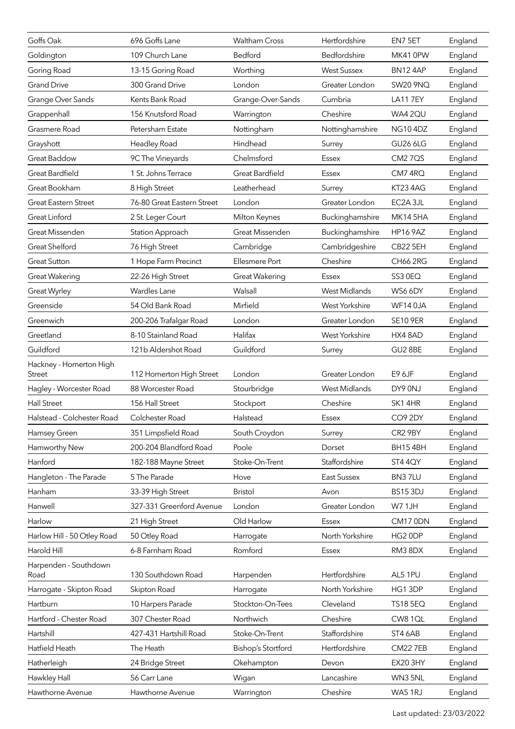| | | | | | |
|---|---|---|---|---|---|
| Goffs Oak | 696 Goffs Lane | Waltham Cross | Hertfordshire | EN7 5ET | England |
| Goldington | 109 Church Lane | Bedford | Bedfordshire | MK41 0PW | England |
| Goring Road | 13-15 Goring Road | Worthing | West Sussex | BN12 4AP | England |
| Grand Drive | 300 Grand Drive | London | Greater London | SW20 9NQ | England |
| Grange Over Sands | Kents Bank Road | Grange-Over-Sands | Cumbria | LA11 7EY | England |
| Grappenhall | 156 Knutsford Road | Warrington | Cheshire | WA4 2QU | England |
| Grasmere Road | Petersham Estate | Nottingham | Nottinghamshire | NG10 4DZ | England |
| Grayshott | Headley Road | Hindhead | Surrey | GU26 6LG | England |
| Great Baddow | 9C The Vineyards | Chelmsford | Essex | CM2 7QS | England |
| Great Bardfield | 1 St. Johns Terrace | Great Bardfield | Essex | CM7 4RQ | England |
| Great Bookham | 8 High Street | Leatherhead | Surrey | KT23 4AG | England |
| Great Eastern Street | 76-80 Great Eastern Street | London | Greater London | EC2A 3JL | England |
| Great Linford | 2 St. Leger Court | Milton Keynes | Buckinghamshire | MK14 5HA | England |
| Great Missenden | Station Approach | Great Missenden | Buckinghamshire | HP16 9AZ | England |
| Great Shelford | 76 High Street | Cambridge | Cambridgeshire | CB22 5EH | England |
| Great Sutton | 1 Hope Farm Precinct | Ellesmere Port | Cheshire | CH66 2RG | England |
| Great Wakering | 22-26 High Street | Great Wakering | Essex | SS3 0EQ | England |
| Great Wyrley | Wardles Lane | Walsall | West Midlands | WS6 6DY | England |
| Greenside | 54 Old Bank Road | Mirfield | West Yorkshire | WF14 0JA | England |
| Greenwich | 200-206 Trafalgar Road | London | Greater London | SE10 9ER | England |
| Greetland | 8-10 Stainland Road | Halifax | West Yorkshire | HX4 8AD | England |
| Guildford | 121b Aldershot Road | Guildford | Surrey | GU2 8BE | England |
| Hackney - Homerton High Street | 112 Homerton High Street | London | Greater London | E9 6JF | England |
| Hagley - Worcester Road | 88 Worcester Road | Stourbridge | West Midlands | DY9 0NJ | England |
| Hall Street | 156 Hall Street | Stockport | Cheshire | SK1 4HR | England |
| Halstead - Colchester Road | Colchester Road | Halstead | Essex | CO9 2DY | England |
| Hamsey Green | 351 Limpsfield Road | South Croydon | Surrey | CR2 9BY | England |
| Hamworthy New | 200-204 Blandford Road | Poole | Dorset | BH15 4BH | England |
| Hanford | 182-188 Mayne Street | Stoke-On-Trent | Staffordshire | ST4 4QY | England |
| Hangleton - The Parade | 5 The Parade | Hove | East Sussex | BN3 7LU | England |
| Hanham | 33-39 High Street | Bristol | Avon | BS15 3DJ | England |
| Hanwell | 327-331 Greenford Avenue | London | Greater London | W7 1JH | England |
| Harlow | 21 High Street | Old Harlow | Essex | CM17 0DN | England |
| Harlow Hill - 50 Otley Road | 50 Otley Road | Harrogate | North Yorkshire | HG2 0DP | England |
| Harold Hill | 6-8 Farnham Road | Romford | Essex | RM3 8DX | England |
| Harpenden - Southdown Road | 130 Southdown Road | Harpenden | Hertfordshire | AL5 1PU | England |
| Harrogate - Skipton Road | Skipton Road | Harrogate | North Yorkshire | HG1 3DP | England |
| Hartburn | 10 Harpers Parade | Stockton-On-Tees | Cleveland | TS18 5EQ | England |
| Hartford - Chester Road | 307 Chester Road | Northwich | Cheshire | CW8 1QL | England |
| Hartshill | 427-431 Hartshill Road | Stoke-On-Trent | Staffordshire | ST4 6AB | England |
| Hatfield Heath | The Heath | Bishop's Stortford | Hertfordshire | CM22 7EB | England |
| Hatherleigh | 24 Bridge Street | Okehampton | Devon | EX20 3HY | England |
| Hawkley Hall | 56 Carr Lane | Wigan | Lancashire | WN3 5NL | England |
| Hawthorne Avenue | Hawthorne Avenue | Warrington | Cheshire | WA5 1RJ | England |

Last updated: 23/03/2022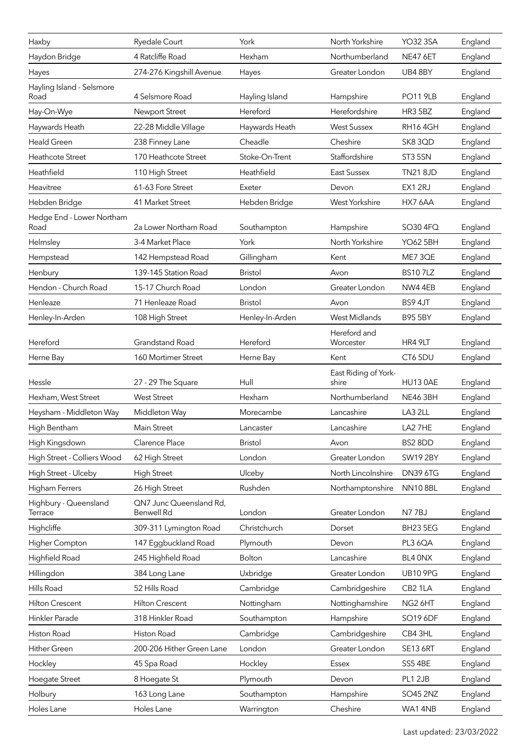| | | | | | |
|---|---|---|---|---|---|
| Haxby | Ryedale Court | York | North Yorkshire | YO32 3SA | England |
| Haydon Bridge | 4 Ratcliffe Road | Hexham | Northumberland | NE47 6ET | England |
| Hayes | 274-276 Kingshill Avenue | Hayes | Greater London | UB4 8BY | England |
| Hayling Island - Selsmore Road | 4 Selsmore Road | Hayling Island | Hampshire | PO11 9LB | England |
| Hay-On-Wye | Newport Street | Hereford | Herefordshire | HR3 5BZ | England |
| Haywards Heath | 22-28 Middle Village | Haywards Heath | West Sussex | RH16 4GH | England |
| Heald Green | 238 Finney Lane | Cheadle | Cheshire | SK8 3QD | England |
| Heathcote Street | 170 Heathcote Street | Stoke-On-Trent | Staffordshire | ST3 5SN | England |
| Heathfield | 110 High Street | Heathfield | East Sussex | TN21 8JD | England |
| Heavitree | 61-63 Fore Street | Exeter | Devon | EX1 2RJ | England |
| Hebden Bridge | 41 Market Street | Hebden Bridge | West Yorkshire | HX7 6AA | England |
| Hedge End - Lower Northam Road | 2a Lower Northam Road | Southampton | Hampshire | SO30 4FQ | England |
| Helmsley | 3-4 Market Place | York | North Yorkshire | YO62 5BH | England |
| Hempstead | 142 Hempstead Road | Gillingham | Kent | ME7 3QE | England |
| Henbury | 139-145 Station Road | Bristol | Avon | BS10 7LZ | England |
| Hendon - Church Road | 15-17 Church Road | London | Greater London | NW4 4EB | England |
| Henleaze | 71 Henleaze Road | Bristol | Avon | BS9 4JT | England |
| Henley-In-Arden | 108 High Street | Henley-In-Arden | West Midlands | B95 5BY | England |
| Hereford | Grandstand Road | Hereford | Hereford and Worcester | HR4 9LT | England |
| Herne Bay | 160 Mortimer Street | Herne Bay | Kent | CT6 5DU | England |
| Hessle | 27 - 29 The Square | Hull | East Riding of Yorkshire | HU13 0AE | England |
| Hexham, West Street | West Street | Hexham | Northumberland | NE46 3BH | England |
| Heysham - Middleton Way | Middleton Way | Morecambe | Lancashire | LA3 2LL | England |
| High Bentham | Main Street | Lancaster | Lancashire | LA2 7HE | England |
| High Kingsdown | Clarence Place | Bristol | Avon | BS2 8DD | England |
| High Street - Colliers Wood | 62 High Street | London | Greater London | SW19 2BY | England |
| High Street - Ulceby | High Street | Ulceby | North Lincolnshire | DN39 6TG | England |
| Higham Ferrers | 26 High Street | Rushden | Northamptonshire | NN10 8BL | England |
| Highbury - Queensland Terrace | QN7 Junc Queensland Rd, Benwell Rd | London | Greater London | N7 7BJ | England |
| Highcliffe | 309-311 Lymington Road | Christchurch | Dorset | BH23 5EG | England |
| Higher Compton | 147 Eggbuckland Road | Plymouth | Devon | PL3 6QA | England |
| Highfield Road | 245 Highfield Road | Bolton | Lancashire | BL4 0NX | England |
| Hillingdon | 384 Long Lane | Uxbridge | Greater London | UB10 9PG | England |
| Hills Road | 52 Hills Road | Cambridge | Cambridgeshire | CB2 1LA | England |
| Hilton Crescent | Hilton Crescent | Nottingham | Nottinghamshire | NG2 6HT | England |
| Hinkler Parade | 318 Hinkler Road | Southampton | Hampshire | SO19 6DF | England |
| Histon Road | Histon Road | Cambridge | Cambridgeshire | CB4 3HL | England |
| Hither Green | 200-206 Hither Green Lane | London | Greater London | SE13 6RT | England |
| Hockley | 45 Spa Road | Hockley | Essex | SS5 4BE | England |
| Hoegate Street | 8 Hoegate St | Plymouth | Devon | PL1 2JB | England |
| Holbury | 163 Long Lane | Southampton | Hampshire | SO45 2NZ | England |
| Holes Lane | Holes Lane | Warrington | Cheshire | WA1 4NB | England |

Last updated: 23/03/2022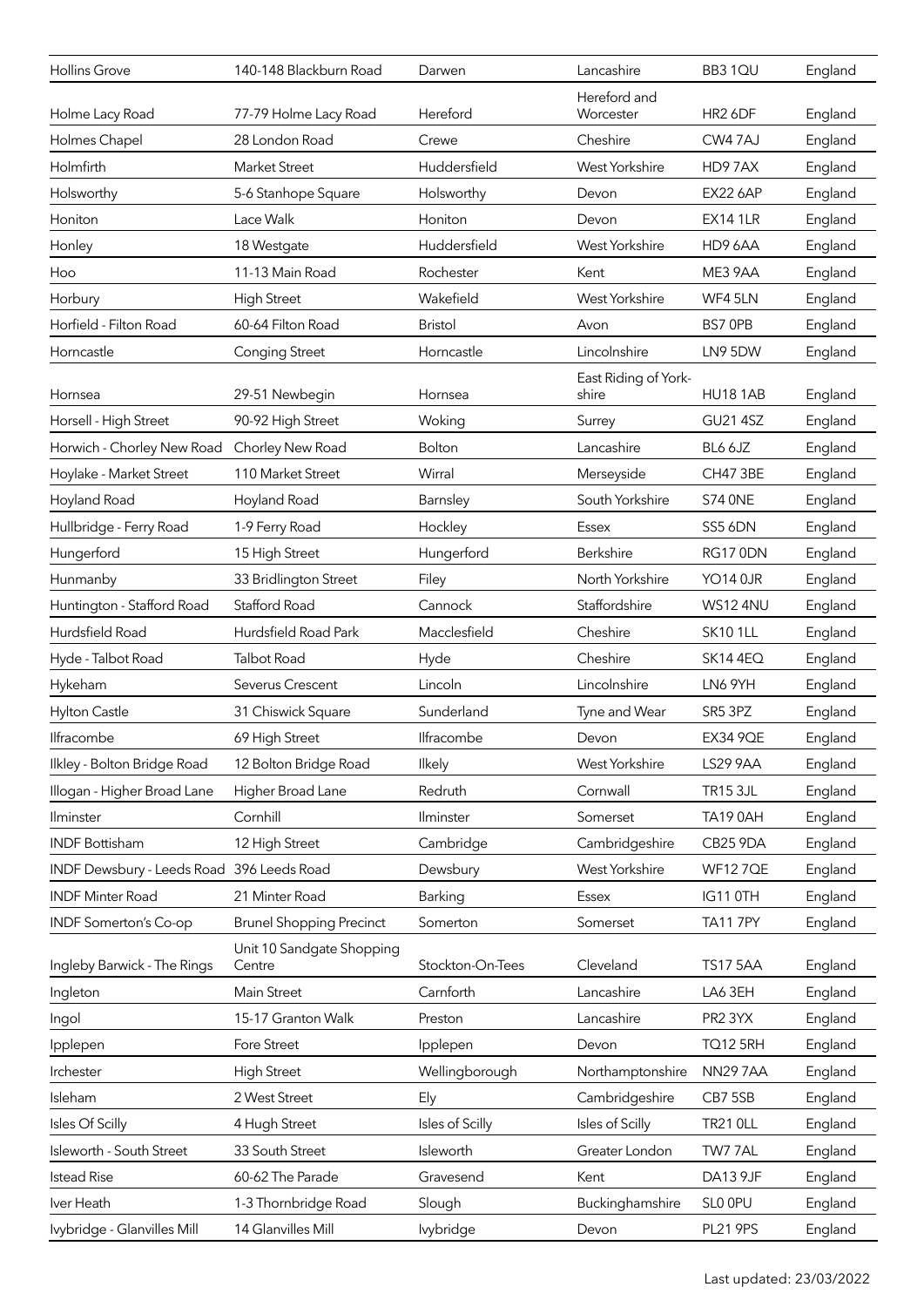| | | | | | |
|---|---|---|---|---|---|
| Hollins Grove | 140-148 Blackburn Road | Darwen | Lancashire | BB3 1QU | England |
| Holme Lacy Road | 77-79 Holme Lacy Road | Hereford | Hereford and Worcester | HR2 6DF | England |
| Holmes Chapel | 28 London Road | Crewe | Cheshire | CW4 7AJ | England |
| Holmfirth | Market Street | Huddersfield | West Yorkshire | HD9 7AX | England |
| Holsworthy | 5-6 Stanhope Square | Holsworthy | Devon | EX22 6AP | England |
| Honiton | Lace Walk | Honiton | Devon | EX14 1LR | England |
| Honley | 18 Westgate | Huddersfield | West Yorkshire | HD9 6AA | England |
| Hoo | 11-13 Main Road | Rochester | Kent | ME3 9AA | England |
| Horbury | High Street | Wakefield | West Yorkshire | WF4 5LN | England |
| Horfield - Filton Road | 60-64 Filton Road | Bristol | Avon | BS7 0PB | England |
| Horncastle | Conging Street | Horncastle | Lincolnshire | LN9 5DW | England |
| Hornsea | 29-51 Newbegin | Hornsea | East Riding of Yorkshire | HU18 1AB | England |
| Horsell - High Street | 90-92 High Street | Woking | Surrey | GU21 4SZ | England |
| Horwich - Chorley New Road | Chorley New Road | Bolton | Lancashire | BL6 6JZ | England |
| Hoylake - Market Street | 110 Market Street | Wirral | Merseyside | CH47 3BE | England |
| Hoyland Road | Hoyland Road | Barnsley | South Yorkshire | S74 0NE | England |
| Hullbridge - Ferry Road | 1-9 Ferry Road | Hockley | Essex | SS5 6DN | England |
| Hungerford | 15 High Street | Hungerford | Berkshire | RG17 0DN | England |
| Hunmanby | 33 Bridlington Street | Filey | North Yorkshire | YO14 0JR | England |
| Huntington - Stafford Road | Stafford Road | Cannock | Staffordshire | WS12 4NU | England |
| Hurdsfield Road | Hurdsfield Road Park | Macclesfield | Cheshire | SK10 1LL | England |
| Hyde - Talbot Road | Talbot Road | Hyde | Cheshire | SK14 4EQ | England |
| Hykeham | Severus Crescent | Lincoln | Lincolnshire | LN6 9YH | England |
| Hylton Castle | 31 Chiswick Square | Sunderland | Tyne and Wear | SR5 3PZ | England |
| Ilfracombe | 69 High Street | Ilfracombe | Devon | EX34 9QE | England |
| Ilkley - Bolton Bridge Road | 12 Bolton Bridge Road | Ilkely | West Yorkshire | LS29 9AA | England |
| Illogan - Higher Broad Lane | Higher Broad Lane | Redruth | Cornwall | TR15 3JL | England |
| Ilminster | Cornhill | Ilminster | Somerset | TA19 0AH | England |
| INDF Bottisham | 12 High Street | Cambridge | Cambridgeshire | CB25 9DA | England |
| INDF Dewsbury - Leeds Road | 396 Leeds Road | Dewsbury | West Yorkshire | WF12 7QE | England |
| INDF Minter Road | 21 Minter Road | Barking | Essex | IG11 0TH | England |
| INDF Somerton's Co-op | Brunel Shopping Precinct | Somerton | Somerset | TA11 7PY | England |
| Ingleby Barwick - The Rings | Unit 10 Sandgate Shopping Centre | Stockton-On-Tees | Cleveland | TS17 5AA | England |
| Ingleton | Main Street | Carnforth | Lancashire | LA6 3EH | England |
| Ingol | 15-17 Granton Walk | Preston | Lancashire | PR2 3YX | England |
| Ipplepen | Fore Street | Ipplepen | Devon | TQ12 5RH | England |
| Irchester | High Street | Wellingborough | Northamptonshire | NN29 7AA | England |
| Isleham | 2 West Street | Ely | Cambridgeshire | CB7 5SB | England |
| Isles Of Scilly | 4 Hugh Street | Isles of Scilly | Isles of Scilly | TR21 0LL | England |
| Isleworth - South Street | 33 South Street | Isleworth | Greater London | TW7 7AL | England |
| Istead Rise | 60-62 The Parade | Gravesend | Kent | DA13 9JF | England |
| Iver Heath | 1-3 Thornbridge Road | Slough | Buckinghamshire | SL0 0PU | England |
| Ivybridge - Glanvilles Mill | 14 Glanvilles Mill | Ivybridge | Devon | PL21 9PS | England |

Last updated: 23/03/2022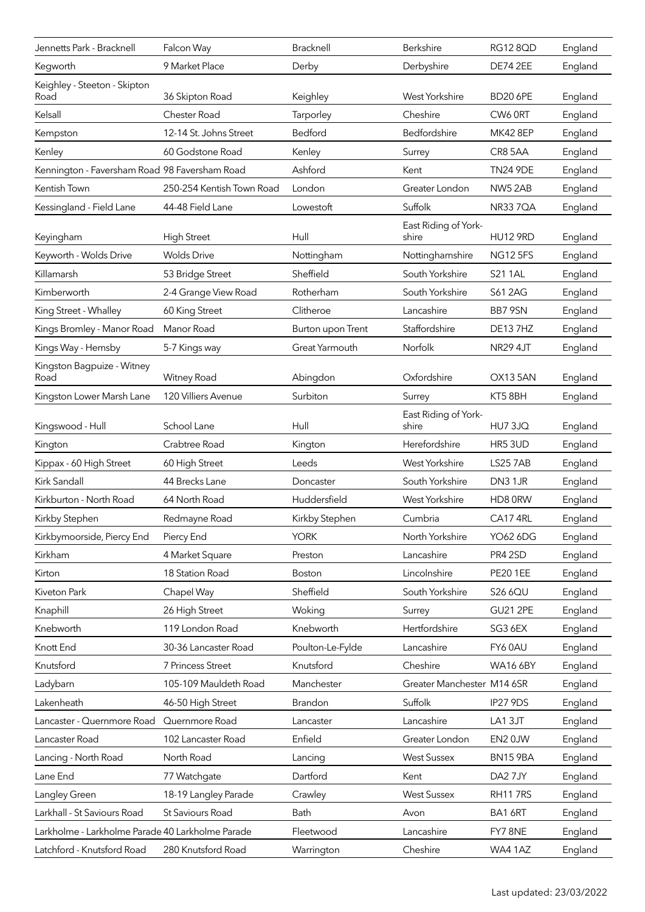| | | | | | |
|---|---|---|---|---|---|
| Jennetts Park - Bracknell | Falcon Way | Bracknell | Berkshire | RG12 8QD | England |
| Kegworth | 9 Market Place | Derby | Derbyshire | DE74 2EE | England |
| Keighley - Steeton - Skipton Road | 36 Skipton Road | Keighley | West Yorkshire | BD20 6PE | England |
| Kelsall | Chester Road | Tarporley | Cheshire | CW6 0RT | England |
| Kempston | 12-14 St. Johns Street | Bedford | Bedfordshire | MK42 8EP | England |
| Kenley | 60 Godstone Road | Kenley | Surrey | CR8 5AA | England |
| Kennington - Faversham Road | 98 Faversham Road | Ashford | Kent | TN24 9DE | England |
| Kentish Town | 250-254 Kentish Town Road | London | Greater London | NW5 2AB | England |
| Kessingland - Field Lane | 44-48 Field Lane | Lowestoft | Suffolk | NR33 7QA | England |
| Keyingham | High Street | Hull | East Riding of Yorkshire | HU12 9RD | England |
| Keyworth - Wolds Drive | Wolds Drive | Nottingham | Nottinghamshire | NG12 5FS | England |
| Killamarsh | 53 Bridge Street | Sheffield | South Yorkshire | S21 1AL | England |
| Kimberworth | 2-4 Grange View Road | Rotherham | South Yorkshire | S61 2AG | England |
| King Street - Whalley | 60 King Street | Clitheroe | Lancashire | BB7 9SN | England |
| Kings Bromley - Manor Road | Manor Road | Burton upon Trent | Staffordshire | DE13 7HZ | England |
| Kings Way - Hemsby | 5-7 Kings way | Great Yarmouth | Norfolk | NR29 4JT | England |
| Kingston Bagpuize - Witney Road | Witney Road | Abingdon | Oxfordshire | OX13 5AN | England |
| Kingston Lower Marsh Lane | 120 Villiers Avenue | Surbiton | Surrey | KT5 8BH | England |
| Kingswood - Hull | School Lane | Hull | East Riding of Yorkshire | HU7 3JQ | England |
| Kington | Crabtree Road | Kington | Herefordshire | HR5 3UD | England |
| Kippax - 60 High Street | 60 High Street | Leeds | West Yorkshire | LS25 7AB | England |
| Kirk Sandall | 44 Brecks Lane | Doncaster | South Yorkshire | DN3 1JR | England |
| Kirkburton - North Road | 64 North Road | Huddersfield | West Yorkshire | HD8 0RW | England |
| Kirkby Stephen | Redmayne Road | Kirkby Stephen | Cumbria | CA17 4RL | England |
| Kirkbymoorside, Piercy End | Piercy End | YORK | North Yorkshire | YO62 6DG | England |
| Kirkham | 4 Market Square | Preston | Lancashire | PR4 2SD | England |
| Kirton | 18 Station Road | Boston | Lincolnshire | PE20 1EE | England |
| Kiveton Park | Chapel Way | Sheffield | South Yorkshire | S26 6QU | England |
| Knaphill | 26 High Street | Woking | Surrey | GU21 2PE | England |
| Knebworth | 119 London Road | Knebworth | Hertfordshire | SG3 6EX | England |
| Knott End | 30-36 Lancaster Road | Poulton-Le-Fylde | Lancashire | FY6 0AU | England |
| Knutsford | 7 Princess Street | Knutsford | Cheshire | WA16 6BY | England |
| Ladybarn | 105-109 Mauldeth Road | Manchester | Greater Manchester | M14 6SR | England |
| Lakenheath | 46-50 High Street | Brandon | Suffolk | IP27 9DS | England |
| Lancaster - Quernmore Road | Quernmore Road | Lancaster | Lancashire | LA1 3JT | England |
| Lancaster Road | 102 Lancaster Road | Enfield | Greater London | EN2 0JW | England |
| Lancing - North Road | North Road | Lancing | West Sussex | BN15 9BA | England |
| Lane End | 77 Watchgate | Dartford | Kent | DA2 7JY | England |
| Langley Green | 18-19 Langley Parade | Crawley | West Sussex | RH11 7RS | England |
| Larkhall - St Saviours Road | St Saviours Road | Bath | Avon | BA1 6RT | England |
| Larkholme - Larkholme Parade | 40 Larkholme Parade | Fleetwood | Lancashire | FY7 8NE | England |
| Latchford - Knutsford Road | 280 Knutsford Road | Warrington | Cheshire | WA4 1AZ | England |

Last updated: 23/03/2022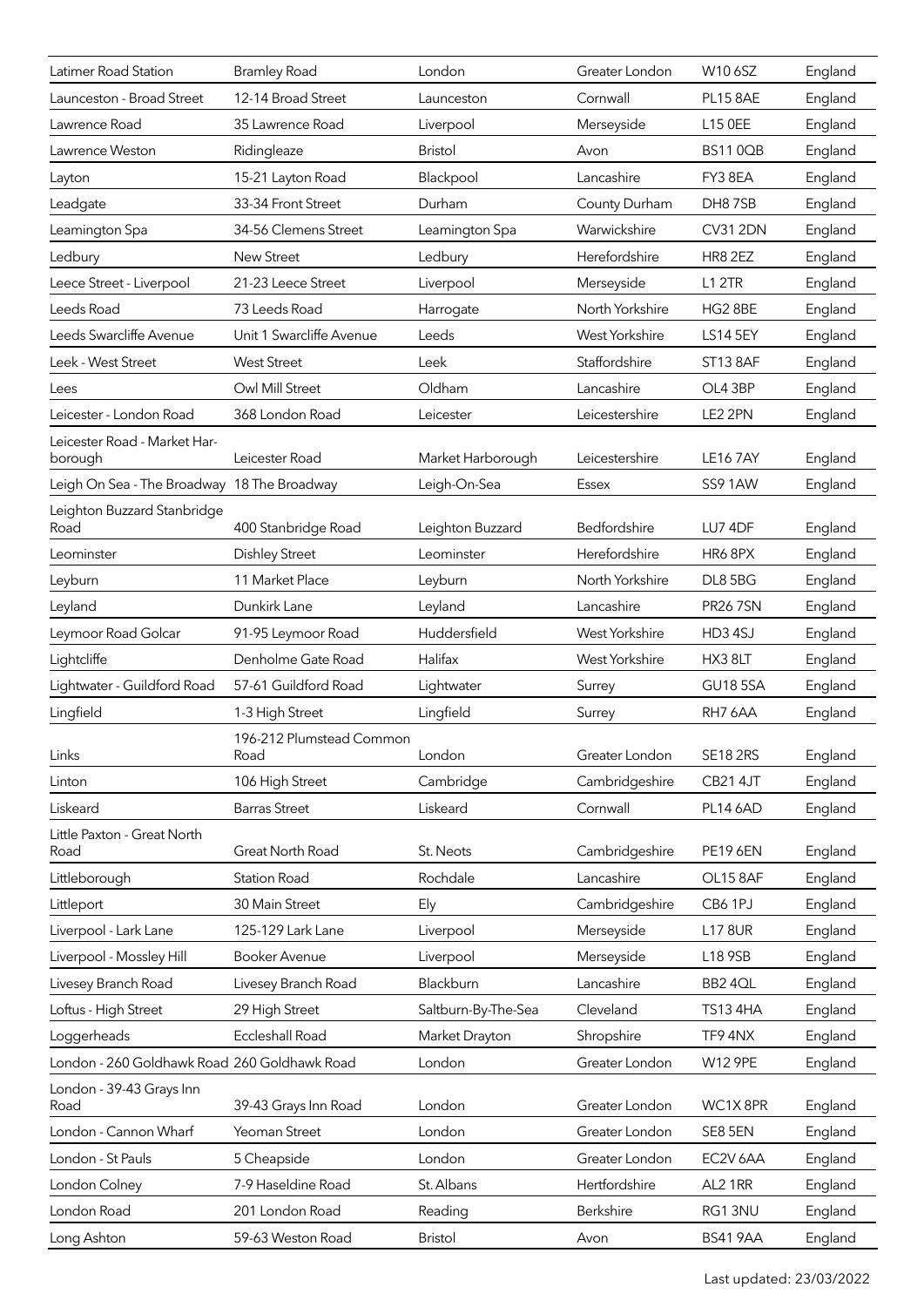| | | | | | |
|---|---|---|---|---|---|
| Latimer Road Station | Bramley Road | London | Greater London | W10 6SZ | England |
| Launceston - Broad Street | 12-14 Broad Street | Launceston | Cornwall | PL15 8AE | England |
| Lawrence Road | 35 Lawrence Road | Liverpool | Merseyside | L15 0EE | England |
| Lawrence Weston | Ridingleaze | Bristol | Avon | BS11 0QB | England |
| Layton | 15-21 Layton Road | Blackpool | Lancashire | FY3 8EA | England |
| Leadgate | 33-34 Front Street | Durham | County Durham | DH8 7SB | England |
| Leamington Spa | 34-56 Clemens Street | Leamington Spa | Warwickshire | CV31 2DN | England |
| Ledbury | New Street | Ledbury | Herefordshire | HR8 2EZ | England |
| Leece Street - Liverpool | 21-23 Leece Street | Liverpool | Merseyside | L1 2TR | England |
| Leeds Road | 73 Leeds Road | Harrogate | North Yorkshire | HG2 8BE | England |
| Leeds Swarcliffe Avenue | Unit 1 Swarcliffe Avenue | Leeds | West Yorkshire | LS14 5EY | England |
| Leek - West Street | West Street | Leek | Staffordshire | ST13 8AF | England |
| Lees | Owl Mill Street | Oldham | Lancashire | OL4 3BP | England |
| Leicester - London Road | 368 London Road | Leicester | Leicestershire | LE2 2PN | England |
| Leicester Road - Market Harborough | Leicester Road | Market Harborough | Leicestershire | LE16 7AY | England |
| Leigh On Sea - The Broadway | 18 The Broadway | Leigh-On-Sea | Essex | SS9 1AW | England |
| Leighton Buzzard Stanbridge Road | 400 Stanbridge Road | Leighton Buzzard | Bedfordshire | LU7 4DF | England |
| Leominster | Dishley Street | Leominster | Herefordshire | HR6 8PX | England |
| Leyburn | 11 Market Place | Leyburn | North Yorkshire | DL8 5BG | England |
| Leyland | Dunkirk Lane | Leyland | Lancashire | PR26 7SN | England |
| Leymoor Road Golcar | 91-95 Leymoor Road | Huddersfield | West Yorkshire | HD3 4SJ | England |
| Lightcliffe | Denholme Gate Road | Halifax | West Yorkshire | HX3 8LT | England |
| Lightwater - Guildford Road | 57-61 Guildford Road | Lightwater | Surrey | GU18 5SA | England |
| Lingfield | 1-3 High Street | Lingfield | Surrey | RH7 6AA | England |
| Links | 196-212 Plumstead Common Road | London | Greater London | SE18 2RS | England |
| Linton | 106 High Street | Cambridge | Cambridgeshire | CB21 4JT | England |
| Liskeard | Barras Street | Liskeard | Cornwall | PL14 6AD | England |
| Little Paxton - Great North Road | Great North Road | St. Neots | Cambridgeshire | PE19 6EN | England |
| Littleborough | Station Road | Rochdale | Lancashire | OL15 8AF | England |
| Littleport | 30 Main Street | Ely | Cambridgeshire | CB6 1PJ | England |
| Liverpool - Lark Lane | 125-129 Lark Lane | Liverpool | Merseyside | L17 8UR | England |
| Liverpool - Mossley Hill | Booker Avenue | Liverpool | Merseyside | L18 9SB | England |
| Livesey Branch Road | Livesey Branch Road | Blackburn | Lancashire | BB2 4QL | England |
| Loftus - High Street | 29 High Street | Saltburn-By-The-Sea | Cleveland | TS13 4HA | England |
| Loggerheads | Eccleshall Road | Market Drayton | Shropshire | TF9 4NX | England |
| London - 260 Goldhawk Road | 260 Goldhawk Road | London | Greater London | W12 9PE | England |
| London - 39-43 Grays Inn Road | 39-43 Grays Inn Road | London | Greater London | WC1X 8PR | England |
| London - Cannon Wharf | Yeoman Street | London | Greater London | SE8 5EN | England |
| London - St Pauls | 5 Cheapside | London | Greater London | EC2V 6AA | England |
| London Colney | 7-9 Haseldine Road | St. Albans | Hertfordshire | AL2 1RR | England |
| London Road | 201 London Road | Reading | Berkshire | RG1 3NU | England |
| Long Ashton | 59-63 Weston Road | Bristol | Avon | BS41 9AA | England |

Last updated: 23/03/2022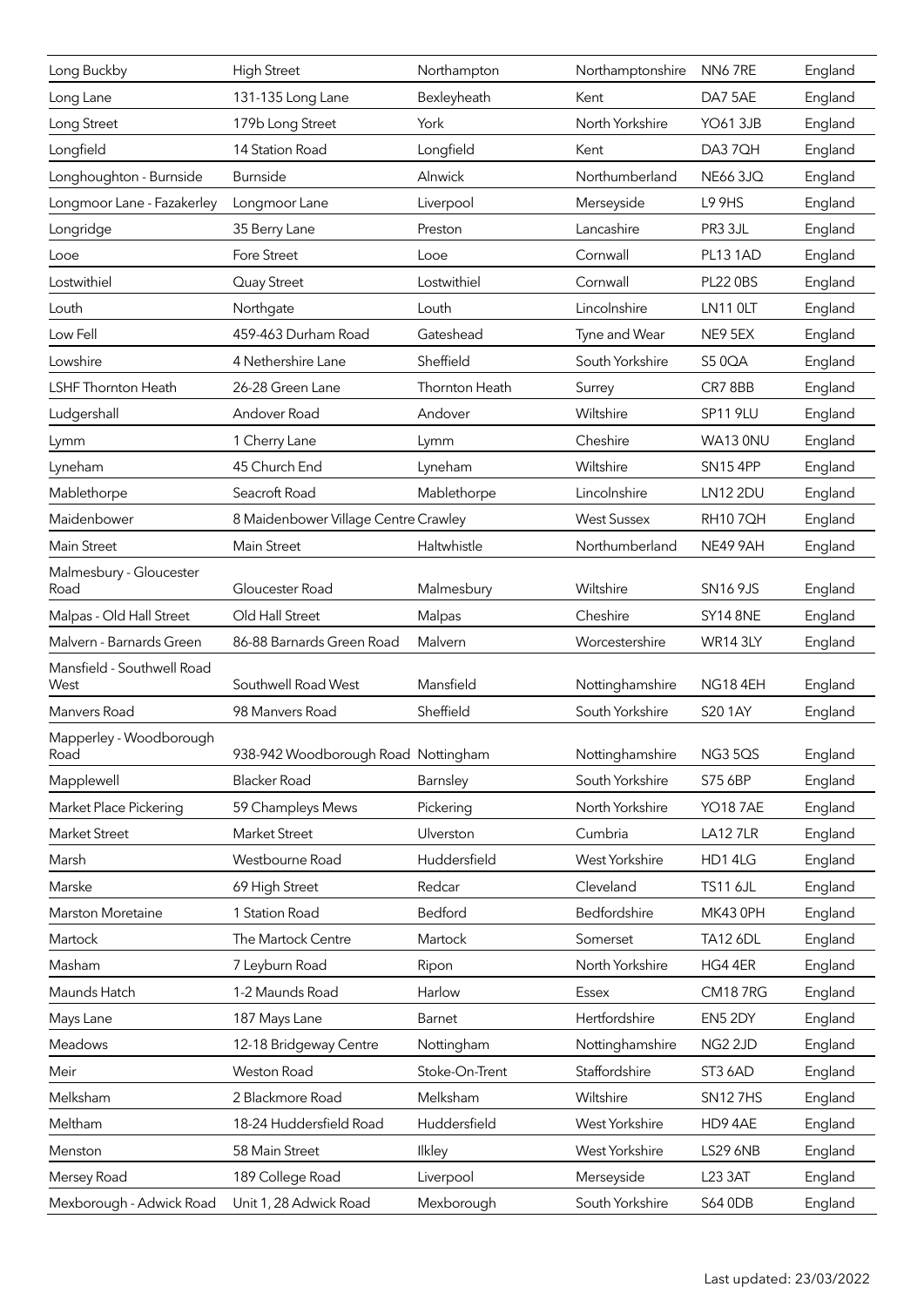| | | | | | |
|---|---|---|---|---|---|
| Long Buckby | High Street | Northampton | Northamptonshire | NN6 7RE | England |
| Long Lane | 131-135 Long Lane | Bexleyheath | Kent | DA7 5AE | England |
| Long Street | 179b Long Street | York | North Yorkshire | YO61 3JB | England |
| Longfield | 14 Station Road | Longfield | Kent | DA3 7QH | England |
| Longhoughton - Burnside | Burnside | Alnwick | Northumberland | NE66 3JQ | England |
| Longmoor Lane - Fazakerley | Longmoor Lane | Liverpool | Merseyside | L9 9HS | England |
| Longridge | 35 Berry Lane | Preston | Lancashire | PR3 3JL | England |
| Looe | Fore Street | Looe | Cornwall | PL13 1AD | England |
| Lostwithiel | Quay Street | Lostwithiel | Cornwall | PL22 0BS | England |
| Louth | Northgate | Louth | Lincolnshire | LN11 0LT | England |
| Low Fell | 459-463 Durham Road | Gateshead | Tyne and Wear | NE9 5EX | England |
| Lowshire | 4 Nethershire Lane | Sheffield | South Yorkshire | S5 0QA | England |
| LSHF Thornton Heath | 26-28 Green Lane | Thornton Heath | Surrey | CR7 8BB | England |
| Ludgershall | Andover Road | Andover | Wiltshire | SP11 9LU | England |
| Lymm | 1 Cherry Lane | Lymm | Cheshire | WA13 0NU | England |
| Lyneham | 45 Church End | Lyneham | Wiltshire | SN15 4PP | England |
| Mablethorpe | Seacroft Road | Mablethorpe | Lincolnshire | LN12 2DU | England |
| Maidenbower | 8 Maidenbower Village Centre | Crawley | West Sussex | RH10 7QH | England |
| Main Street | Main Street | Haltwhistle | Northumberland | NE49 9AH | England |
| Malmesbury - Gloucester Road | Gloucester Road | Malmesbury | Wiltshire | SN16 9JS | England |
| Malpas - Old Hall Street | Old Hall Street | Malpas | Cheshire | SY14 8NE | England |
| Malvern - Barnards Green | 86-88 Barnards Green Road | Malvern | Worcestershire | WR14 3LY | England |
| Mansfield - Southwell Road West | Southwell Road West | Mansfield | Nottinghamshire | NG18 4EH | England |
| Manvers Road | 98 Manvers Road | Sheffield | South Yorkshire | S20 1AY | England |
| Mapperley - Woodborough Road | 938-942 Woodborough Road | Nottingham | Nottinghamshire | NG3 5QS | England |
| Mapplewell | Blacker Road | Barnsley | South Yorkshire | S75 6BP | England |
| Market Place Pickering | 59 Champleys Mews | Pickering | North Yorkshire | YO18 7AE | England |
| Market Street | Market Street | Ulverston | Cumbria | LA12 7LR | England |
| Marsh | Westbourne Road | Huddersfield | West Yorkshire | HD1 4LG | England |
| Marske | 69 High Street | Redcar | Cleveland | TS11 6JL | England |
| Marston Moretaine | 1 Station Road | Bedford | Bedfordshire | MK43 0PH | England |
| Martock | The Martock Centre | Martock | Somerset | TA12 6DL | England |
| Masham | 7 Leyburn Road | Ripon | North Yorkshire | HG4 4ER | England |
| Maunds Hatch | 1-2 Maunds Road | Harlow | Essex | CM18 7RG | England |
| Mays Lane | 187 Mays Lane | Barnet | Hertfordshire | EN5 2DY | England |
| Meadows | 12-18 Bridgeway Centre | Nottingham | Nottinghamshire | NG2 2JD | England |
| Meir | Weston Road | Stoke-On-Trent | Staffordshire | ST3 6AD | England |
| Melksham | 2 Blackmore Road | Melksham | Wiltshire | SN12 7HS | England |
| Meltham | 18-24 Huddersfield Road | Huddersfield | West Yorkshire | HD9 4AE | England |
| Menston | 58 Main Street | Ilkley | West Yorkshire | LS29 6NB | England |
| Mersey Road | 189 College Road | Liverpool | Merseyside | L23 3AT | England |
| Mexborough - Adwick Road | Unit 1, 28 Adwick Road | Mexborough | South Yorkshire | S64 0DB | England |

Last updated: 23/03/2022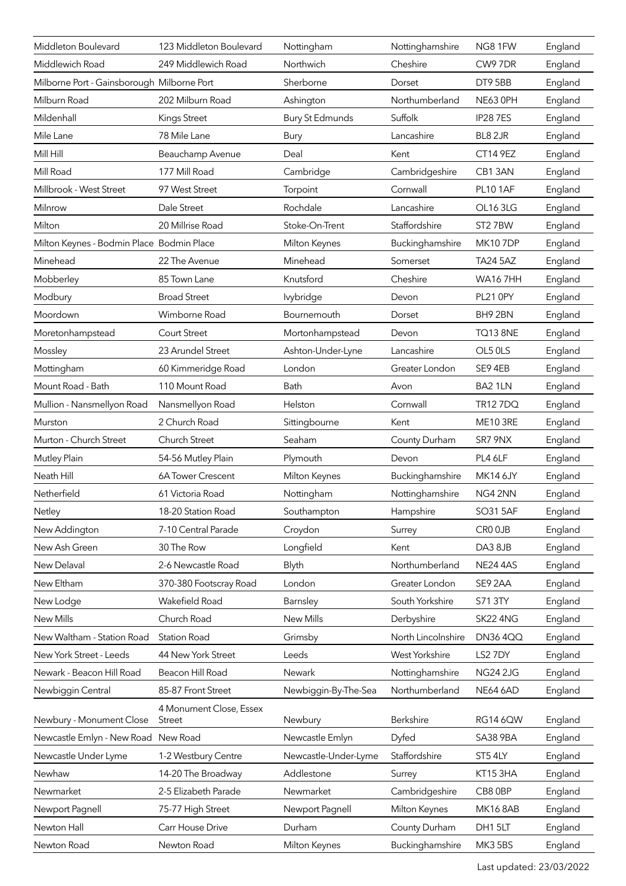| Middleton Boulevard | 123 Middleton Boulevard | Nottingham | Nottinghamshire | NG8 1FW | England |
|---|---|---|---|---|---|
| Middlewich Road | 249 Middlewich Road | Northwich | Cheshire | CW9 7DR | England |
| Milborne Port - Gainsborough | Milborne Port | Sherborne | Dorset | DT9 5BB | England |
| Milburn Road | 202 Milburn Road | Ashington | Northumberland | NE63 0PH | England |
| Mildenhall | Kings Street | Bury St Edmunds | Suffolk | IP28 7ES | England |
| Mile Lane | 78 Mile Lane | Bury | Lancashire | BL8 2JR | England |
| Mill Hill | Beauchamp Avenue | Deal | Kent | CT14 9EZ | England |
| Mill Road | 177 Mill Road | Cambridge | Cambridgeshire | CB1 3AN | England |
| Millbrook - West Street | 97 West Street | Torpoint | Cornwall | PL10 1AF | England |
| Milnrow | Dale Street | Rochdale | Lancashire | OL16 3LG | England |
| Milton | 20 Millrise Road | Stoke-On-Trent | Staffordshire | ST2 7BW | England |
| Milton Keynes - Bodmin Place | Bodmin Place | Milton Keynes | Buckinghamshire | MK10 7DP | England |
| Minehead | 22 The Avenue | Minehead | Somerset | TA24 5AZ | England |
| Mobberley | 85 Town Lane | Knutsford | Cheshire | WA16 7HH | England |
| Modbury | Broad Street | Ivybridge | Devon | PL21 0PY | England |
| Moordown | Wimborne Road | Bournemouth | Dorset | BH9 2BN | England |
| Moretonhampstead | Court Street | Mortonhampstead | Devon | TQ13 8NE | England |
| Mossley | 23 Arundel Street | Ashton-Under-Lyne | Lancashire | OL5 0LS | England |
| Mottingham | 60 Kimmeridge Road | London | Greater London | SE9 4EB | England |
| Mount Road - Bath | 110 Mount Road | Bath | Avon | BA2 1LN | England |
| Mullion - Nansmellyon Road | Nansmellyon Road | Helston | Cornwall | TR12 7DQ | England |
| Murston | 2 Church Road | Sittingbourne | Kent | ME10 3RE | England |
| Murton - Church Street | Church Street | Seaham | County Durham | SR7 9NX | England |
| Mutley Plain | 54-56 Mutley Plain | Plymouth | Devon | PL4 6LF | England |
| Neath Hill | 6A Tower Crescent | Milton Keynes | Buckinghamshire | MK14 6JY | England |
| Netherfield | 61 Victoria Road | Nottingham | Nottinghamshire | NG4 2NN | England |
| Netley | 18-20 Station Road | Southampton | Hampshire | SO31 5AF | England |
| New Addington | 7-10 Central Parade | Croydon | Surrey | CR0 0JB | England |
| New Ash Green | 30 The Row | Longfield | Kent | DA3 8JB | England |
| New Delaval | 2-6 Newcastle Road | Blyth | Northumberland | NE24 4AS | England |
| New Eltham | 370-380 Footscray Road | London | Greater London | SE9 2AA | England |
| New Lodge | Wakefield Road | Barnsley | South Yorkshire | S71 3TY | England |
| New Mills | Church Road | New Mills | Derbyshire | SK22 4NG | England |
| New Waltham - Station Road | Station Road | Grimsby | North Lincolnshire | DN36 4QQ | England |
| New York Street - Leeds | 44 New York Street | Leeds | West Yorkshire | LS2 7DY | England |
| Newark - Beacon Hill Road | Beacon Hill Road | Newark | Nottinghamshire | NG24 2JG | England |
| Newbiggin Central | 85-87 Front Street | Newbiggin-By-The-Sea | Northumberland | NE64 6AD | England |
| Newbury - Monument Close | 4 Monument Close, Essex Street | Newbury | Berkshire | RG14 6QW | England |
| Newcastle Emlyn - New Road | New Road | Newcastle Emlyn | Dyfed | SA38 9BA | England |
| Newcastle Under Lyme | 1-2 Westbury Centre | Newcastle-Under-Lyme | Staffordshire | ST5 4LY | England |
| Newhaw | 14-20 The Broadway | Addlestone | Surrey | KT15 3HA | England |
| Newmarket | 2-5 Elizabeth Parade | Newmarket | Cambridgeshire | CB8 0BP | England |
| Newport Pagnell | 75-77 High Street | Newport Pagnell | Milton Keynes | MK16 8AB | England |
| Newton Hall | Carr House Drive | Durham | County Durham | DH1 5LT | England |
| Newton Road | Newton Road | Milton Keynes | Buckinghamshire | MK3 5BS | England |

Last updated: 23/03/2022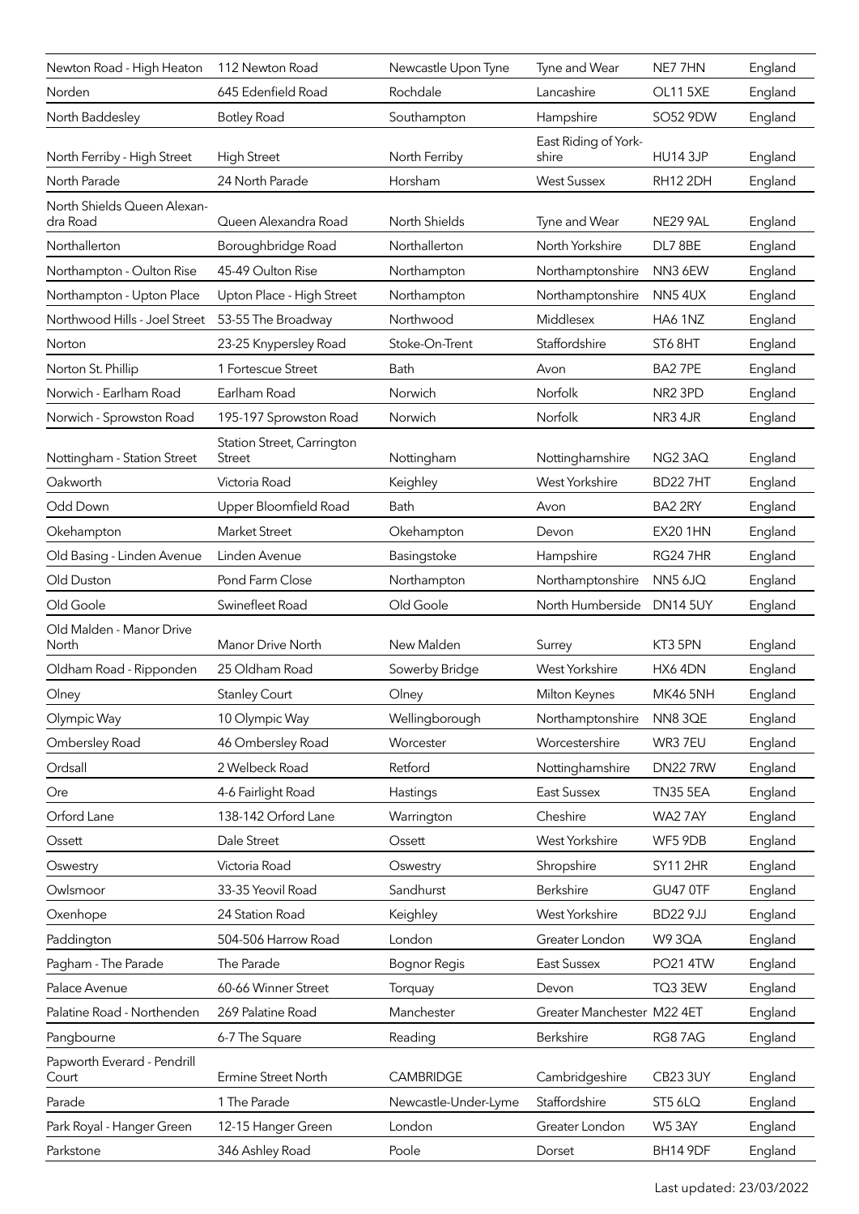| | | | | | |
|---|---|---|---|---|---|
| Newton Road - High Heaton | 112 Newton Road | Newcastle Upon Tyne | Tyne and Wear | NE7 7HN | England |
| Norden | 645 Edenfield Road | Rochdale | Lancashire | OL11 5XE | England |
| North Baddesley | Botley Road | Southampton | Hampshire | SO52 9DW | England |
| North Ferriby - High Street | High Street | North Ferriby | East Riding of Yorkshire | HU14 3JP | England |
| North Parade | 24 North Parade | Horsham | West Sussex | RH12 2DH | England |
| North Shields Queen Alexandra Road | Queen Alexandra Road | North Shields | Tyne and Wear | NE29 9AL | England |
| Northallerton | Boroughbridge Road | Northallerton | North Yorkshire | DL7 8BE | England |
| Northampton - Oulton Rise | 45-49 Oulton Rise | Northampton | Northamptonshire | NN3 6EW | England |
| Northampton - Upton Place | Upton Place - High Street | Northampton | Northamptonshire | NN5 4UX | England |
| Northwood Hills - Joel Street | 53-55 The Broadway | Northwood | Middlesex | HA6 1NZ | England |
| Norton | 23-25 Knypersley Road | Stoke-On-Trent | Staffordshire | ST6 8HT | England |
| Norton St. Phillip | 1 Fortescue Street | Bath | Avon | BA2 7PE | England |
| Norwich - Earlham Road | Earlham Road | Norwich | Norfolk | NR2 3PD | England |
| Norwich - Sprowston Road | 195-197 Sprowston Road | Norwich | Norfolk | NR3 4JR | England |
| Nottingham - Station Street | Station Street, Carrington Street | Nottingham | Nottinghamshire | NG2 3AQ | England |
| Oakworth | Victoria Road | Keighley | West Yorkshire | BD22 7HT | England |
| Odd Down | Upper Bloomfield Road | Bath | Avon | BA2 2RY | England |
| Okehampton | Market Street | Okehampton | Devon | EX20 1HN | England |
| Old Basing - Linden Avenue | Linden Avenue | Basingstoke | Hampshire | RG24 7HR | England |
| Old Duston | Pond Farm Close | Northampton | Northamptonshire | NN5 6JQ | England |
| Old Goole | Swinefleet Road | Old Goole | North Humberside | DN14 5UY | England |
| Old Malden - Manor Drive North | Manor Drive North | New Malden | Surrey | KT3 5PN | England |
| Oldham Road - Ripponden | 25 Oldham Road | Sowerby Bridge | West Yorkshire | HX6 4DN | England |
| Olney | Stanley Court | Olney | Milton Keynes | MK46 5NH | England |
| Olympic Way | 10 Olympic Way | Wellingborough | Northamptonshire | NN8 3QE | England |
| Ombersley Road | 46 Ombersley Road | Worcester | Worcestershire | WR3 7EU | England |
| Ordsall | 2 Welbeck Road | Retford | Nottinghamshire | DN22 7RW | England |
| Ore | 4-6 Fairlight Road | Hastings | East Sussex | TN35 5EA | England |
| Orford Lane | 138-142 Orford Lane | Warrington | Cheshire | WA2 7AY | England |
| Ossett | Dale Street | Ossett | West Yorkshire | WF5 9DB | England |
| Oswestry | Victoria Road | Oswestry | Shropshire | SY11 2HR | England |
| Owlsmoor | 33-35 Yeovil Road | Sandhurst | Berkshire | GU47 0TF | England |
| Oxenhope | 24 Station Road | Keighley | West Yorkshire | BD22 9JJ | England |
| Paddington | 504-506 Harrow Road | London | Greater London | W9 3QA | England |
| Pagham - The Parade | The Parade | Bognor Regis | East Sussex | PO21 4TW | England |
| Palace Avenue | 60-66 Winner Street | Torquay | Devon | TQ3 3EW | England |
| Palatine Road - Northenden | 269 Palatine Road | Manchester | Greater Manchester | M22 4ET | England |
| Pangbourne | 6-7 The Square | Reading | Berkshire | RG8 7AG | England |
| Papworth Everard - Pendrill Court | Ermine Street North | CAMBRIDGE | Cambridgeshire | CB23 3UY | England |
| Parade | 1 The Parade | Newcastle-Under-Lyme | Staffordshire | ST5 6LQ | England |
| Park Royal - Hanger Green | 12-15 Hanger Green | London | Greater London | W5 3AY | England |
| Parkstone | 346 Ashley Road | Poole | Dorset | BH14 9DF | England |

Last updated: 23/03/2022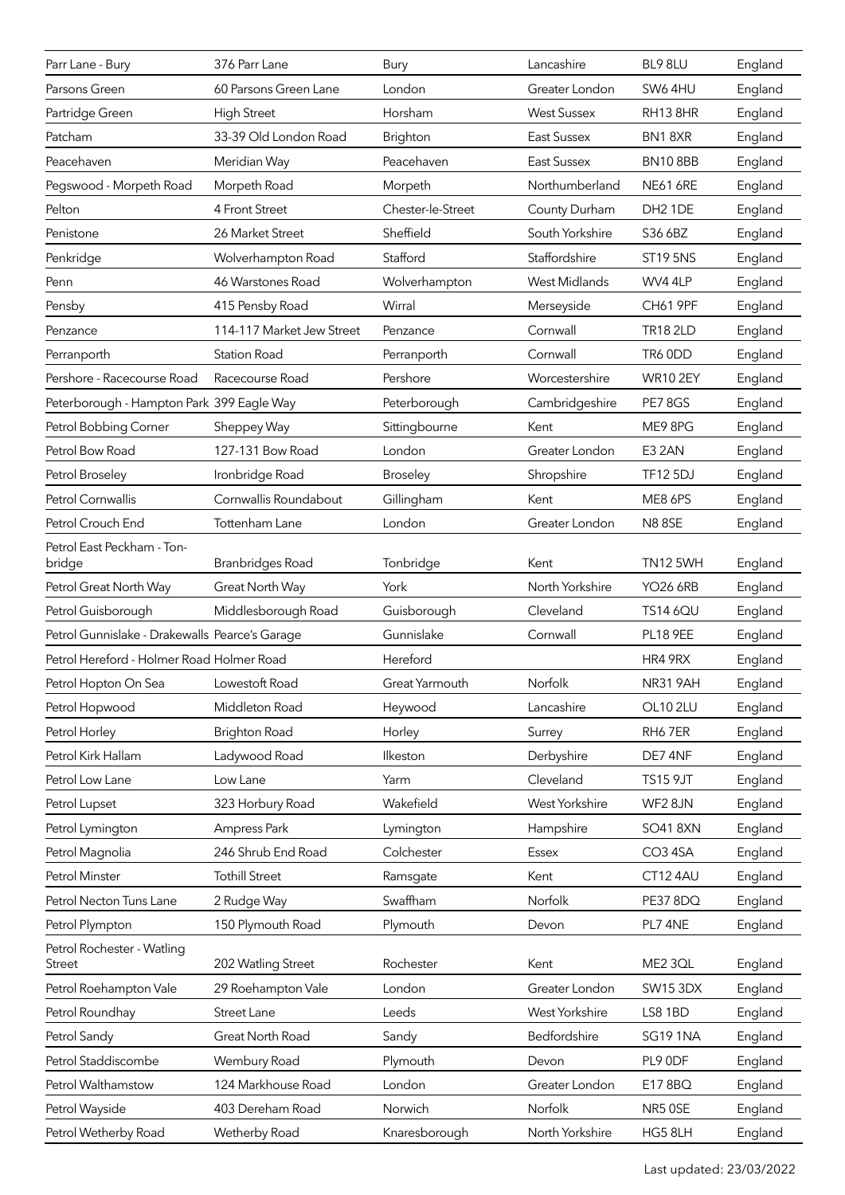| | | | | | |
|---|---|---|---|---|---|
| Parr Lane - Bury | 376 Parr Lane | Bury | Lancashire | BL9 8LU | England |
| Parsons Green | 60 Parsons Green Lane | London | Greater London | SW6 4HU | England |
| Partridge Green | High Street | Horsham | West Sussex | RH13 8HR | England |
| Patcham | 33-39 Old London Road | Brighton | East Sussex | BN1 8XR | England |
| Peacehaven | Meridian Way | Peacehaven | East Sussex | BN10 8BB | England |
| Pegswood - Morpeth Road | Morpeth Road | Morpeth | Northumberland | NE61 6RE | England |
| Pelton | 4 Front Street | Chester-le-Street | County Durham | DH2 1DE | England |
| Penistone | 26 Market Street | Sheffield | South Yorkshire | S36 6BZ | England |
| Penkridge | Wolverhampton Road | Stafford | Staffordshire | ST19 5NS | England |
| Penn | 46 Warstones Road | Wolverhampton | West Midlands | WV4 4LP | England |
| Pensby | 415 Pensby Road | Wirral | Merseyside | CH61 9PF | England |
| Penzance | 114-117 Market Jew Street | Penzance | Cornwall | TR18 2LD | England |
| Perranporth | Station Road | Perranporth | Cornwall | TR6 0DD | England |
| Pershore - Racecourse Road | Racecourse Road | Pershore | Worcestershire | WR10 2EY | England |
| Peterborough - Hampton Park | 399 Eagle Way | Peterborough | Cambridgeshire | PE7 8GS | England |
| Petrol Bobbing Corner | Sheppey Way | Sittingbourne | Kent | ME9 8PG | England |
| Petrol Bow Road | 127-131 Bow Road | London | Greater London | E3 2AN | England |
| Petrol Broseley | Ironbridge Road | Broseley | Shropshire | TF12 5DJ | England |
| Petrol Cornwallis | Cornwallis Roundabout | Gillingham | Kent | ME8 6PS | England |
| Petrol Crouch End | Tottenham Lane | London | Greater London | N8 8SE | England |
| Petrol East Peckham - Tonbridge | Branbridges Road | Tonbridge | Kent | TN12 5WH | England |
| Petrol Great North Way | Great North Way | York | North Yorkshire | YO26 6RB | England |
| Petrol Guisborough | Middlesborough Road | Guisborough | Cleveland | TS14 6QU | England |
| Petrol Gunnislake - Drakewalls | Pearce's Garage | Gunnislake | Cornwall | PL18 9EE | England |
| Petrol Hereford - Holmer Road | Holmer Road | Hereford | | HR4 9RX | England |
| Petrol Hopton On Sea | Lowestoft Road | Great Yarmouth | Norfolk | NR31 9AH | England |
| Petrol Hopwood | Middleton Road | Heywood | Lancashire | OL10 2LU | England |
| Petrol Horley | Brighton Road | Horley | Surrey | RH6 7ER | England |
| Petrol Kirk Hallam | Ladywood Road | Ilkeston | Derbyshire | DE7 4NF | England |
| Petrol Low Lane | Low Lane | Yarm | Cleveland | TS15 9JT | England |
| Petrol Lupset | 323 Horbury Road | Wakefield | West Yorkshire | WF2 8JN | England |
| Petrol Lymington | Ampress Park | Lymington | Hampshire | SO41 8XN | England |
| Petrol Magnolia | 246 Shrub End Road | Colchester | Essex | CO3 4SA | England |
| Petrol Minster | Tothill Street | Ramsgate | Kent | CT12 4AU | England |
| Petrol Necton Tuns Lane | 2 Rudge Way | Swaffham | Norfolk | PE37 8DQ | England |
| Petrol Plympton | 150 Plymouth Road | Plymouth | Devon | PL7 4NE | England |
| Petrol Rochester - Watling Street | 202 Watling Street | Rochester | Kent | ME2 3QL | England |
| Petrol Roehampton Vale | 29 Roehampton Vale | London | Greater London | SW15 3DX | England |
| Petrol Roundhay | Street Lane | Leeds | West Yorkshire | LS8 1BD | England |
| Petrol Sandy | Great North Road | Sandy | Bedfordshire | SG19 1NA | England |
| Petrol Staddiscombe | Wembury Road | Plymouth | Devon | PL9 0DF | England |
| Petrol Walthamstow | 124 Markhouse Road | London | Greater London | E17 8BQ | England |
| Petrol Wayside | 403 Dereham Road | Norwich | Norfolk | NR5 0SE | England |
| Petrol Wetherby Road | Wetherby Road | Knaresborough | North Yorkshire | HG5 8LH | England |

Last updated: 23/03/2022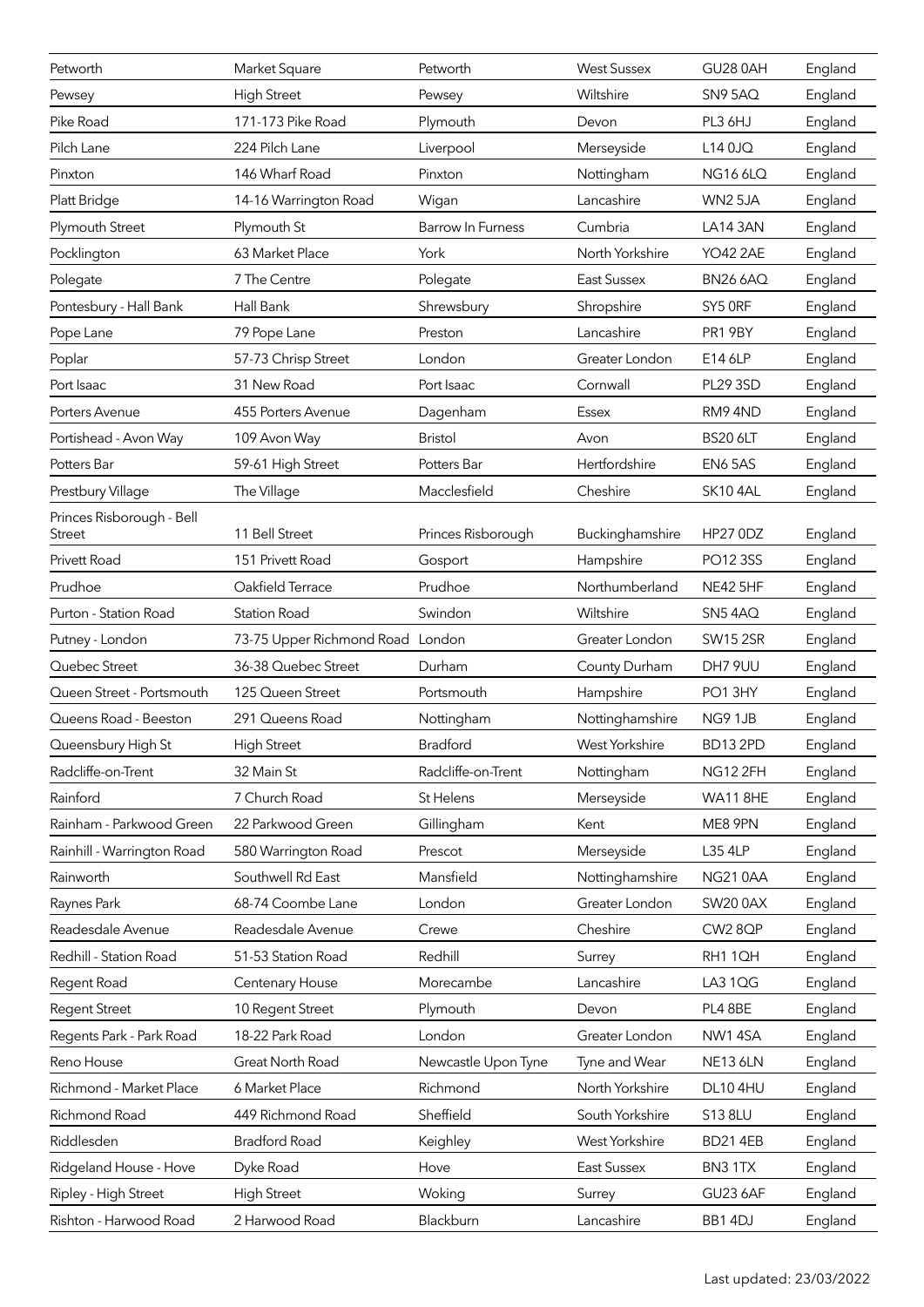| | | | | | |
|---|---|---|---|---|---|
| Petworth | Market Square | Petworth | West Sussex | GU28 0AH | England |
| Pewsey | High Street | Pewsey | Wiltshire | SN9 5AQ | England |
| Pike Road | 171-173 Pike Road | Plymouth | Devon | PL3 6HJ | England |
| Pilch Lane | 224 Pilch Lane | Liverpool | Merseyside | L14 0JQ | England |
| Pinxton | 146 Wharf Road | Pinxton | Nottingham | NG16 6LQ | England |
| Platt Bridge | 14-16 Warrington Road | Wigan | Lancashire | WN2 5JA | England |
| Plymouth Street | Plymouth St | Barrow In Furness | Cumbria | LA14 3AN | England |
| Pocklington | 63 Market Place | York | North Yorkshire | YO42 2AE | England |
| Polegate | 7 The Centre | Polegate | East Sussex | BN26 6AQ | England |
| Pontesbury - Hall Bank | Hall Bank | Shrewsbury | Shropshire | SY5 0RF | England |
| Pope Lane | 79 Pope Lane | Preston | Lancashire | PR1 9BY | England |
| Poplar | 57-73 Chrisp Street | London | Greater London | E14 6LP | England |
| Port Isaac | 31 New Road | Port Isaac | Cornwall | PL29 3SD | England |
| Porters Avenue | 455 Porters Avenue | Dagenham | Essex | RM9 4ND | England |
| Portishead - Avon Way | 109 Avon Way | Bristol | Avon | BS20 6LT | England |
| Potters Bar | 59-61 High Street | Potters Bar | Hertfordshire | EN6 5AS | England |
| Prestbury Village | The Village | Macclesfield | Cheshire | SK10 4AL | England |
| Princes Risborough - Bell Street | 11 Bell Street | Princes Risborough | Buckinghamshire | HP27 0DZ | England |
| Privett Road | 151 Privett Road | Gosport | Hampshire | PO12 3SS | England |
| Prudhoe | Oakfield Terrace | Prudhoe | Northumberland | NE42 5HF | England |
| Purton - Station Road | Station Road | Swindon | Wiltshire | SN5 4AQ | England |
| Putney - London | 73-75 Upper Richmond Road | London | Greater London | SW15 2SR | England |
| Quebec Street | 36-38 Quebec Street | Durham | County Durham | DH7 9UU | England |
| Queen Street - Portsmouth | 125 Queen Street | Portsmouth | Hampshire | PO1 3HY | England |
| Queens Road - Beeston | 291 Queens Road | Nottingham | Nottinghamshire | NG9 1JB | England |
| Queensbury High St | High Street | Bradford | West Yorkshire | BD13 2PD | England |
| Radcliffe-on-Trent | 32 Main St | Radcliffe-on-Trent | Nottingham | NG12 2FH | England |
| Rainford | 7 Church Road | St Helens | Merseyside | WA11 8HE | England |
| Rainham - Parkwood Green | 22 Parkwood Green | Gillingham | Kent | ME8 9PN | England |
| Rainhill - Warrington Road | 580 Warrington Road | Prescot | Merseyside | L35 4LP | England |
| Rainworth | Southwell Rd East | Mansfield | Nottinghamshire | NG21 0AA | England |
| Raynes Park | 68-74 Coombe Lane | London | Greater London | SW20 0AX | England |
| Readesdale Avenue | Readesdale Avenue | Crewe | Cheshire | CW2 8QP | England |
| Redhill - Station Road | 51-53 Station Road | Redhill | Surrey | RH1 1QH | England |
| Regent Road | Centenary House | Morecambe | Lancashire | LA3 1QG | England |
| Regent Street | 10 Regent Street | Plymouth | Devon | PL4 8BE | England |
| Regents Park - Park Road | 18-22 Park Road | London | Greater London | NW1 4SA | England |
| Reno House | Great North Road | Newcastle Upon Tyne | Tyne and Wear | NE13 6LN | England |
| Richmond - Market Place | 6 Market Place | Richmond | North Yorkshire | DL10 4HU | England |
| Richmond Road | 449 Richmond Road | Sheffield | South Yorkshire | S13 8LU | England |
| Riddlesden | Bradford Road | Keighley | West Yorkshire | BD21 4EB | England |
| Ridgeland House - Hove | Dyke Road | Hove | East Sussex | BN3 1TX | England |
| Ripley - High Street | High Street | Woking | Surrey | GU23 6AF | England |
| Rishton - Harwood Road | 2 Harwood Road | Blackburn | Lancashire | BB1 4DJ | England |

Last updated: 23/03/2022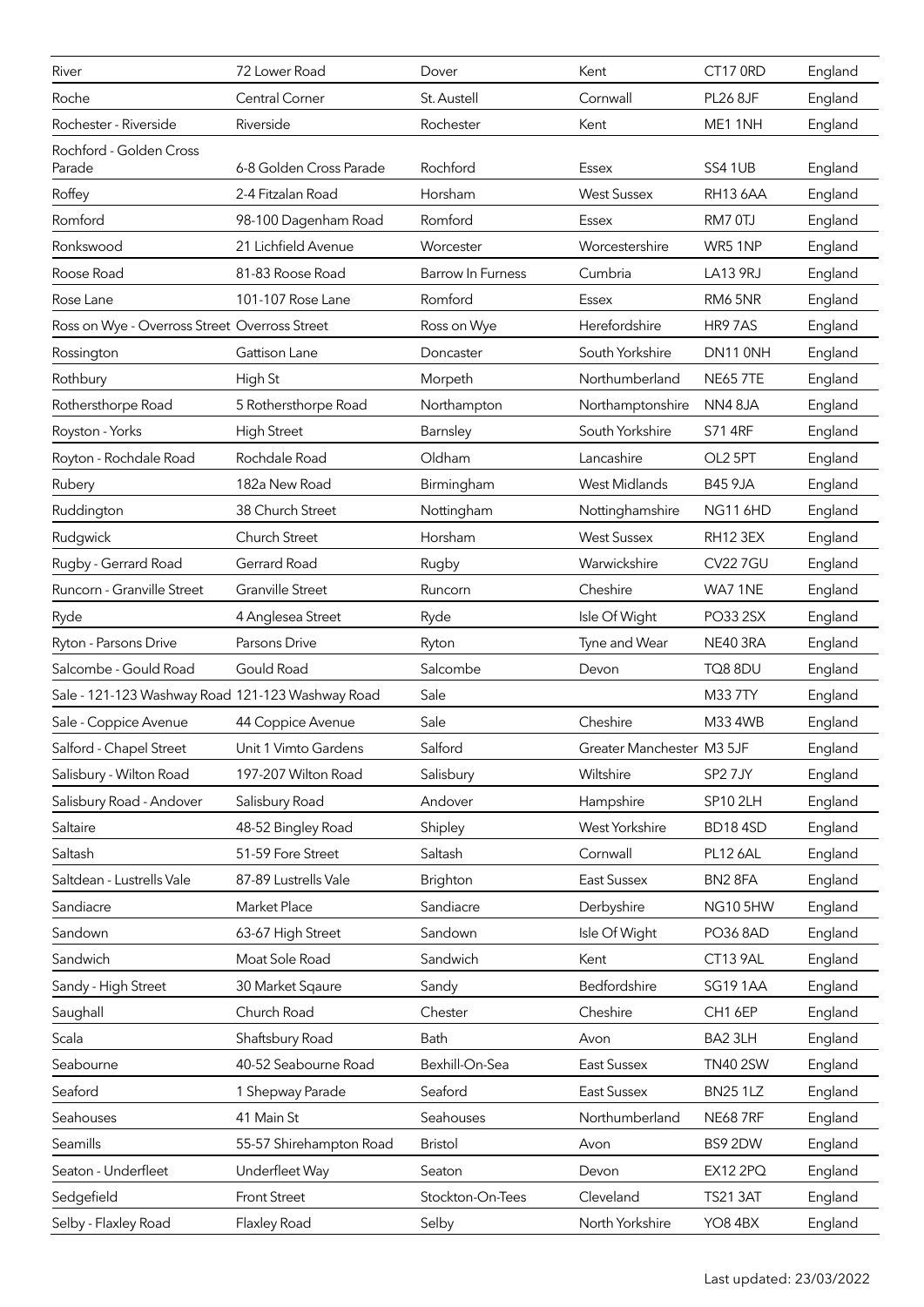| | | | | | |
|---|---|---|---|---|---|
| River | 72 Lower Road | Dover | Kent | CT17 0RD | England |
| Roche | Central Corner | St. Austell | Cornwall | PL26 8JF | England |
| Rochester - Riverside | Riverside | Rochester | Kent | ME1 1NH | England |
| Rochford - Golden Cross Parade | 6-8 Golden Cross Parade | Rochford | Essex | SS4 1UB | England |
| Roffey | 2-4 Fitzalan Road | Horsham | West Sussex | RH13 6AA | England |
| Romford | 98-100 Dagenham Road | Romford | Essex | RM7 0TJ | England |
| Ronkswood | 21 Lichfield Avenue | Worcester | Worcestershire | WR5 1NP | England |
| Roose Road | 81-83 Roose Road | Barrow In Furness | Cumbria | LA13 9RJ | England |
| Rose Lane | 101-107 Rose Lane | Romford | Essex | RM6 5NR | England |
| Ross on Wye - Overross Street | Overross Street | Ross on Wye | Herefordshire | HR9 7AS | England |
| Rossington | Gattison Lane | Doncaster | South Yorkshire | DN11 0NH | England |
| Rothbury | High St | Morpeth | Northumberland | NE65 7TE | England |
| Rothersthorpe Road | 5 Rothersthorpe Road | Northampton | Northamptonshire | NN4 8JA | England |
| Royston - Yorks | High Street | Barnsley | South Yorkshire | S71 4RF | England |
| Royton - Rochdale Road | Rochdale Road | Oldham | Lancashire | OL2 5PT | England |
| Rubery | 182a New Road | Birmingham | West Midlands | B45 9JA | England |
| Ruddington | 38 Church Street | Nottingham | Nottinghamshire | NG11 6HD | England |
| Rudgwick | Church Street | Horsham | West Sussex | RH12 3EX | England |
| Rugby - Gerrard Road | Gerrard Road | Rugby | Warwickshire | CV22 7GU | England |
| Runcorn - Granville Street | Granville Street | Runcorn | Cheshire | WA7 1NE | England |
| Ryde | 4 Anglesea Street | Ryde | Isle Of Wight | PO33 2SX | England |
| Ryton - Parsons Drive | Parsons Drive | Ryton | Tyne and Wear | NE40 3RA | England |
| Salcombe - Gould Road | Gould Road | Salcombe | Devon | TQ8 8DU | England |
| Sale - 121-123 Washway Road | 121-123 Washway Road | Sale | | M33 7TY | England |
| Sale - Coppice Avenue | 44 Coppice Avenue | Sale | Cheshire | M33 4WB | England |
| Salford - Chapel Street | Unit 1 Vimto Gardens | Salford | Greater Manchester | M3 5JF | England |
| Salisbury - Wilton Road | 197-207 Wilton Road | Salisbury | Wiltshire | SP2 7JY | England |
| Salisbury Road - Andover | Salisbury Road | Andover | Hampshire | SP10 2LH | England |
| Saltaire | 48-52 Bingley Road | Shipley | West Yorkshire | BD18 4SD | England |
| Saltash | 51-59 Fore Street | Saltash | Cornwall | PL12 6AL | England |
| Saltdean - Lustrells Vale | 87-89 Lustrells Vale | Brighton | East Sussex | BN2 8FA | England |
| Sandiacre | Market Place | Sandiacre | Derbyshire | NG10 5HW | England |
| Sandown | 63-67 High Street | Sandown | Isle Of Wight | PO36 8AD | England |
| Sandwich | Moat Sole Road | Sandwich | Kent | CT13 9AL | England |
| Sandy - High Street | 30 Market Sqaure | Sandy | Bedfordshire | SG19 1AA | England |
| Saughall | Church Road | Chester | Cheshire | CH1 6EP | England |
| Scala | Shaftsbury Road | Bath | Avon | BA2 3LH | England |
| Seabourne | 40-52 Seabourne Road | Bexhill-On-Sea | East Sussex | TN40 2SW | England |
| Seaford | 1 Shepway Parade | Seaford | East Sussex | BN25 1LZ | England |
| Seahouses | 41 Main St | Seahouses | Northumberland | NE68 7RF | England |
| Seamills | 55-57 Shirehampton Road | Bristol | Avon | BS9 2DW | England |
| Seaton - Underfleet | Underfleet Way | Seaton | Devon | EX12 2PQ | England |
| Sedgefield | Front Street | Stockton-On-Tees | Cleveland | TS21 3AT | England |
| Selby - Flaxley Road | Flaxley Road | Selby | North Yorkshire | YO8 4BX | England |

Last updated: 23/03/2022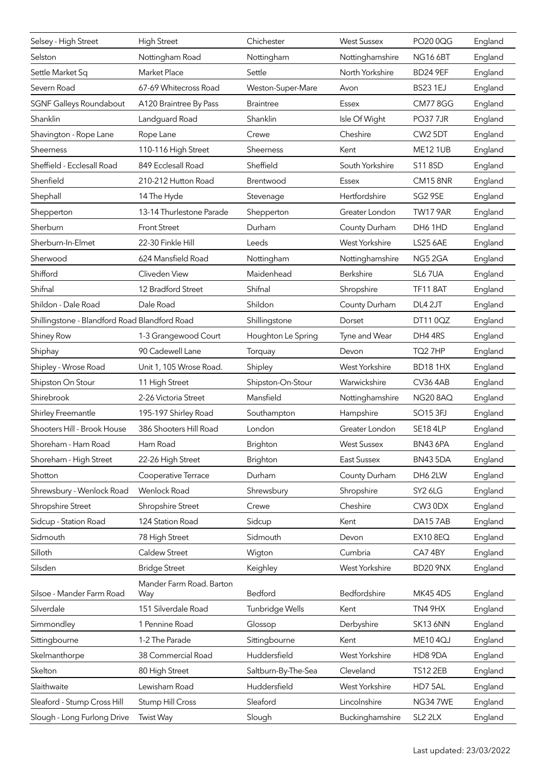| Selsey - High Street | High Street | Chichester | West Sussex | PO20 0QG | England |
|---|---|---|---|---|---|
| Selston | Nottingham Road | Nottingham | Nottinghamshire | NG16 6BT | England |
| Settle Market Sq | Market Place | Settle | North Yorkshire | BD24 9EF | England |
| Severn Road | 67-69 Whitecross Road | Weston-Super-Mare | Avon | BS23 1EJ | England |
| SGNF Galleys Roundabout | A120 Braintree By Pass | Braintree | Essex | CM77 8GG | England |
| Shanklin | Landguard Road | Shanklin | Isle Of Wight | PO37 7JR | England |
| Shavington - Rope Lane | Rope Lane | Crewe | Cheshire | CW2 5DT | England |
| Sheerness | 110-116 High Street | Sheerness | Kent | ME12 1UB | England |
| Sheffield - Ecclesall Road | 849 Ecclesall Road | Sheffield | South Yorkshire | S11 8SD | England |
| Shenfield | 210-212 Hutton Road | Brentwood | Essex | CM15 8NR | England |
| Shephall | 14 The Hyde | Stevenage | Hertfordshire | SG2 9SE | England |
| Shepperton | 13-14 Thurlestone Parade | Shepperton | Greater London | TW17 9AR | England |
| Sherburn | Front Street | Durham | County Durham | DH6 1HD | England |
| Sherburn-In-Elmet | 22-30 Finkle Hill | Leeds | West Yorkshire | LS25 6AE | England |
| Sherwood | 624 Mansfield Road | Nottingham | Nottinghamshire | NG5 2GA | England |
| Shifford | Cliveden View | Maidenhead | Berkshire | SL6 7UA | England |
| Shifnal | 12 Bradford Street | Shifnal | Shropshire | TF11 8AT | England |
| Shildon - Dale Road | Dale Road | Shildon | County Durham | DL4 2JT | England |
| Shillingstone - Blandford Road | Blandford Road | Shillingstone | Dorset | DT11 0QZ | England |
| Shiney Row | 1-3 Grangewood Court | Houghton Le Spring | Tyne and Wear | DH4 4RS | England |
| Shiphay | 90 Cadewell Lane | Torquay | Devon | TQ2 7HP | England |
| Shipley - Wrose Road | Unit 1, 105 Wrose Road. | Shipley | West Yorkshire | BD18 1HX | England |
| Shipston On Stour | 11 High Street | Shipston-On-Stour | Warwickshire | CV36 4AB | England |
| Shirebrook | 2-26 Victoria Street | Mansfield | Nottinghamshire | NG20 8AQ | England |
| Shirley Freemantle | 195-197 Shirley Road | Southampton | Hampshire | SO15 3FJ | England |
| Shooters Hill - Brook House | 386 Shooters Hill Road | London | Greater London | SE18 4LP | England |
| Shoreham - Ham Road | Ham Road | Brighton | West Sussex | BN43 6PA | England |
| Shoreham - High Street | 22-26 High Street | Brighton | East Sussex | BN43 5DA | England |
| Shotton | Cooperative Terrace | Durham | County Durham | DH6 2LW | England |
| Shrewsbury - Wenlock Road | Wenlock Road | Shrewsbury | Shropshire | SY2 6LG | England |
| Shropshire Street | Shropshire Street | Crewe | Cheshire | CW3 0DX | England |
| Sidcup - Station Road | 124 Station Road | Sidcup | Kent | DA15 7AB | England |
| Sidmouth | 78 High Street | Sidmouth | Devon | EX10 8EQ | England |
| Silloth | Caldew Street | Wigton | Cumbria | CA7 4BY | England |
| Silsden | Bridge Street | Keighley | West Yorkshire | BD20 9NX | England |
| Silsoe - Mander Farm Road | Mander Farm Road. Barton Way | Bedford | Bedfordshire | MK45 4DS | England |
| Silverdale | 151 Silverdale Road | Tunbridge Wells | Kent | TN4 9HX | England |
| Simmondley | 1 Pennine Road | Glossop | Derbyshire | SK13 6NN | England |
| Sittingbourne | 1-2 The Parade | Sittingbourne | Kent | ME10 4QJ | England |
| Skelmanthorpe | 38 Commercial Road | Huddersfield | West Yorkshire | HD8 9DA | England |
| Skelton | 80 High Street | Saltburn-By-The-Sea | Cleveland | TS12 2EB | England |
| Slaithwaite | Lewisham Road | Huddersfield | West Yorkshire | HD7 5AL | England |
| Sleaford - Stump Cross Hill | Stump Hill Cross | Sleaford | Lincolnshire | NG34 7WE | England |
| Slough - Long Furlong Drive | Twist Way | Slough | Buckinghamshire | SL2 2LX | England |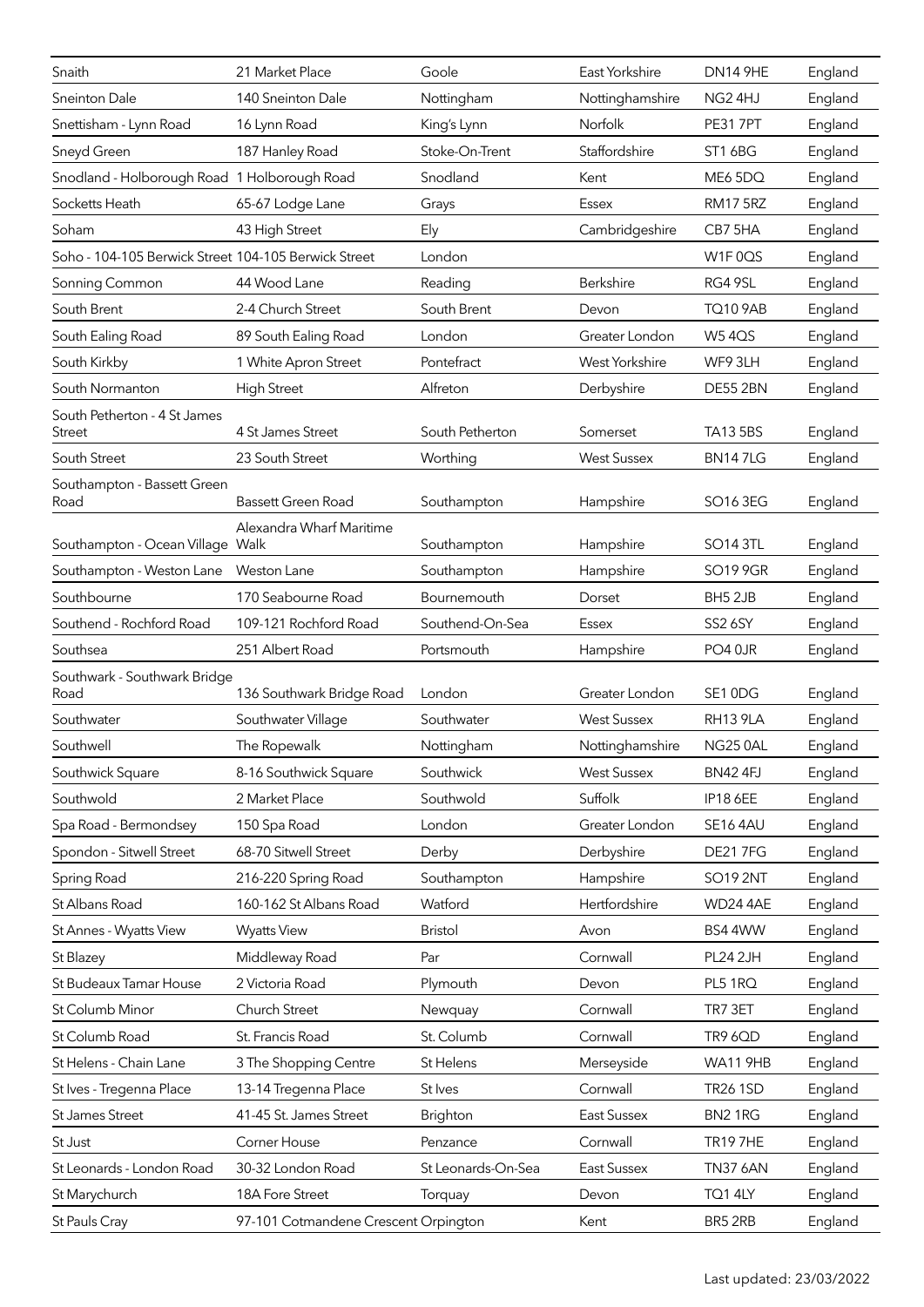| | | | | | |
|---|---|---|---|---|---|
| Snaith | 21 Market Place | Goole | East Yorkshire | DN14 9HE | England |
| Sneinton Dale | 140 Sneinton Dale | Nottingham | Nottinghamshire | NG2 4HJ | England |
| Snettisham - Lynn Road | 16 Lynn Road | King's Lynn | Norfolk | PE31 7PT | England |
| Sneyd Green | 187 Hanley Road | Stoke-On-Trent | Staffordshire | ST1 6BG | England |
| Snodland - Holborough Road | 1 Holborough Road | Snodland | Kent | ME6 5DQ | England |
| Socketts Heath | 65-67 Lodge Lane | Grays | Essex | RM17 5RZ | England |
| Soham | 43 High Street | Ely | Cambridgeshire | CB7 5HA | England |
| Soho - 104-105 Berwick Street | 104-105 Berwick Street | London | | W1F 0QS | England |
| Sonning Common | 44 Wood Lane | Reading | Berkshire | RG4 9SL | England |
| South Brent | 2-4 Church Street | South Brent | Devon | TQ10 9AB | England |
| South Ealing Road | 89 South Ealing Road | London | Greater London | W5 4QS | England |
| South Kirkby | 1 White Apron Street | Pontefract | West Yorkshire | WF9 3LH | England |
| South Normanton | High Street | Alfreton | Derbyshire | DE55 2BN | England |
| South Petherton - 4 St James Street | 4 St James Street | South Petherton | Somerset | TA13 5BS | England |
| South Street | 23 South Street | Worthing | West Sussex | BN14 7LG | England |
| Southampton - Bassett Green Road | Bassett Green Road | Southampton | Hampshire | SO16 3EG | England |
| Southampton - Ocean Village | Alexandra Wharf Maritime Walk | Southampton | Hampshire | SO14 3TL | England |
| Southampton - Weston Lane | Weston Lane | Southampton | Hampshire | SO19 9GR | England |
| Southbourne | 170 Seabourne Road | Bournemouth | Dorset | BH5 2JB | England |
| Southend - Rochford Road | 109-121 Rochford Road | Southend-On-Sea | Essex | SS2 6SY | England |
| Southsea | 251 Albert Road | Portsmouth | Hampshire | PO4 0JR | England |
| Southwark - Southwark Bridge Road | 136 Southwark Bridge Road | London | Greater London | SE1 0DG | England |
| Southwater | Southwater Village | Southwater | West Sussex | RH13 9LA | England |
| Southwell | The Ropewalk | Nottingham | Nottinghamshire | NG25 0AL | England |
| Southwick Square | 8-16 Southwick Square | Southwick | West Sussex | BN42 4FJ | England |
| Southwold | 2 Market Place | Southwold | Suffolk | IP18 6EE | England |
| Spa Road - Bermondsey | 150 Spa Road | London | Greater London | SE16 4AU | England |
| Spondon - Sitwell Street | 68-70 Sitwell Street | Derby | Derbyshire | DE21 7FG | England |
| Spring Road | 216-220 Spring Road | Southampton | Hampshire | SO19 2NT | England |
| St Albans Road | 160-162 St Albans Road | Watford | Hertfordshire | WD24 4AE | England |
| St Annes - Wyatts View | Wyatts View | Bristol | Avon | BS4 4WW | England |
| St Blazey | Middleway Road | Par | Cornwall | PL24 2JH | England |
| St Budeaux Tamar House | 2 Victoria Road | Plymouth | Devon | PL5 1RQ | England |
| St Columb Minor | Church Street | Newquay | Cornwall | TR7 3ET | England |
| St Columb Road | St. Francis Road | St. Columb | Cornwall | TR9 6QD | England |
| St Helens - Chain Lane | 3 The Shopping Centre | St Helens | Merseyside | WA11 9HB | England |
| St Ives - Tregenna Place | 13-14 Tregenna Place | St Ives | Cornwall | TR26 1SD | England |
| St James Street | 41-45 St. James Street | Brighton | East Sussex | BN2 1RG | England |
| St Just | Corner House | Penzance | Cornwall | TR19 7HE | England |
| St Leonards - London Road | 30-32 London Road | St Leonards-On-Sea | East Sussex | TN37 6AN | England |
| St Marychurch | 18A Fore Street | Torquay | Devon | TQ1 4LY | England |
| St Pauls Cray | 97-101 Cotmandene Crescent | Orpington | Kent | BR5 2RB | England |

Last updated: 23/03/2022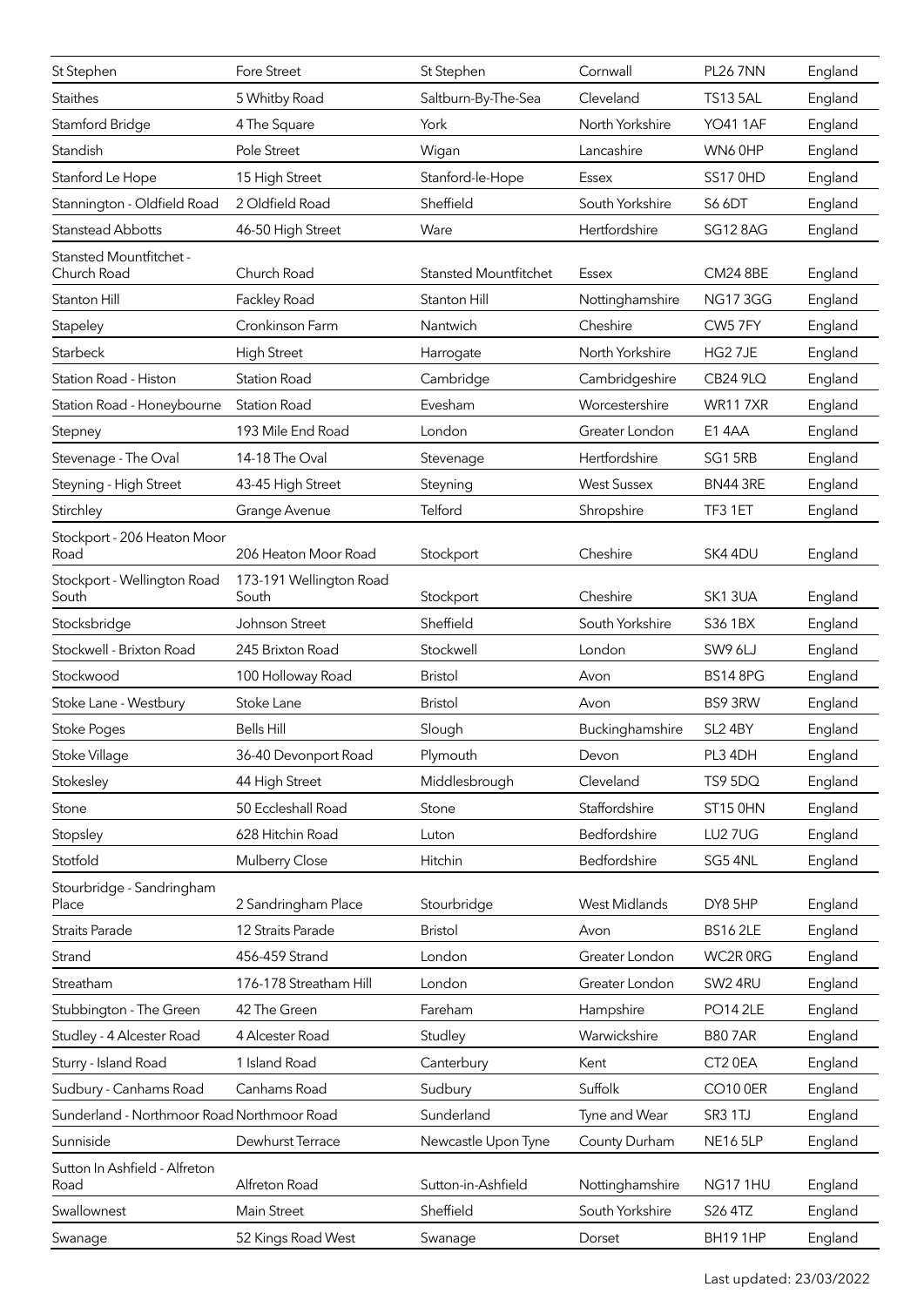| | | | | | |
|---|---|---|---|---|---|
| St Stephen | Fore Street | St Stephen | Cornwall | PL26 7NN | England |
| Staithes | 5 Whitby Road | Saltburn-By-The-Sea | Cleveland | TS13 5AL | England |
| Stamford Bridge | 4 The Square | York | North Yorkshire | YO41 1AF | England |
| Standish | Pole Street | Wigan | Lancashire | WN6 0HP | England |
| Stanford Le Hope | 15 High Street | Stanford-le-Hope | Essex | SS17 0HD | England |
| Stannington - Oldfield Road | 2 Oldfield Road | Sheffield | South Yorkshire | S6 6DT | England |
| Stanstead Abbotts | 46-50 High Street | Ware | Hertfordshire | SG12 8AG | England |
| Stansted Mountfitchet - Church Road | Church Road | Stansted Mountfitchet | Essex | CM24 8BE | England |
| Stanton Hill | Fackley Road | Stanton Hill | Nottinghamshire | NG17 3GG | England |
| Stapeley | Cronkinson Farm | Nantwich | Cheshire | CW5 7FY | England |
| Starbeck | High Street | Harrogate | North Yorkshire | HG2 7JE | England |
| Station Road - Histon | Station Road | Cambridge | Cambridgeshire | CB24 9LQ | England |
| Station Road - Honeybourne | Station Road | Evesham | Worcestershire | WR11 7XR | England |
| Stepney | 193 Mile End Road | London | Greater London | E1 4AA | England |
| Stevenage - The Oval | 14-18 The Oval | Stevenage | Hertfordshire | SG1 5RB | England |
| Steyning - High Street | 43-45 High Street | Steyning | West Sussex | BN44 3RE | England |
| Stirchley | Grange Avenue | Telford | Shropshire | TF3 1ET | England |
| Stockport - 206 Heaton Moor Road | 206 Heaton Moor Road | Stockport | Cheshire | SK4 4DU | England |
| Stockport - Wellington Road South | 173-191 Wellington Road South | Stockport | Cheshire | SK1 3UA | England |
| Stocksbridge | Johnson Street | Sheffield | South Yorkshire | S36 1BX | England |
| Stockwell - Brixton Road | 245 Brixton Road | Stockwell | London | SW9 6LJ | England |
| Stockwood | 100 Holloway Road | Bristol | Avon | BS14 8PG | England |
| Stoke Lane - Westbury | Stoke Lane | Bristol | Avon | BS9 3RW | England |
| Stoke Poges | Bells Hill | Slough | Buckinghamshire | SL2 4BY | England |
| Stoke Village | 36-40 Devonport Road | Plymouth | Devon | PL3 4DH | England |
| Stokesley | 44 High Street | Middlesbrough | Cleveland | TS9 5DQ | England |
| Stone | 50 Eccleshall Road | Stone | Staffordshire | ST15 0HN | England |
| Stopsley | 628 Hitchin Road | Luton | Bedfordshire | LU2 7UG | England |
| Stotfold | Mulberry Close | Hitchin | Bedfordshire | SG5 4NL | England |
| Stourbridge - Sandringham Place | 2 Sandringham Place | Stourbridge | West Midlands | DY8 5HP | England |
| Straits Parade | 12 Straits Parade | Bristol | Avon | BS16 2LE | England |
| Strand | 456-459 Strand | London | Greater London | WC2R 0RG | England |
| Streatham | 176-178 Streatham Hill | London | Greater London | SW2 4RU | England |
| Stubbington - The Green | 42 The Green | Fareham | Hampshire | PO14 2LE | England |
| Studley - 4 Alcester Road | 4 Alcester Road | Studley | Warwickshire | B80 7AR | England |
| Sturry - Island Road | 1 Island Road | Canterbury | Kent | CT2 0EA | England |
| Sudbury - Canhams Road | Canhams Road | Sudbury | Suffolk | CO10 0ER | England |
| Sunderland - Northmoor Road | Northmoor Road | Sunderland | Tyne and Wear | SR3 1TJ | England |
| Sunniside | Dewhurst Terrace | Newcastle Upon Tyne | County Durham | NE16 5LP | England |
| Sutton In Ashfield - Alfreton Road | Alfreton Road | Sutton-in-Ashfield | Nottinghamshire | NG17 1HU | England |
| Swallownest | Main Street | Sheffield | South Yorkshire | S26 4TZ | England |
| Swanage | 52 Kings Road West | Swanage | Dorset | BH19 1HP | England |

Last updated: 23/03/2022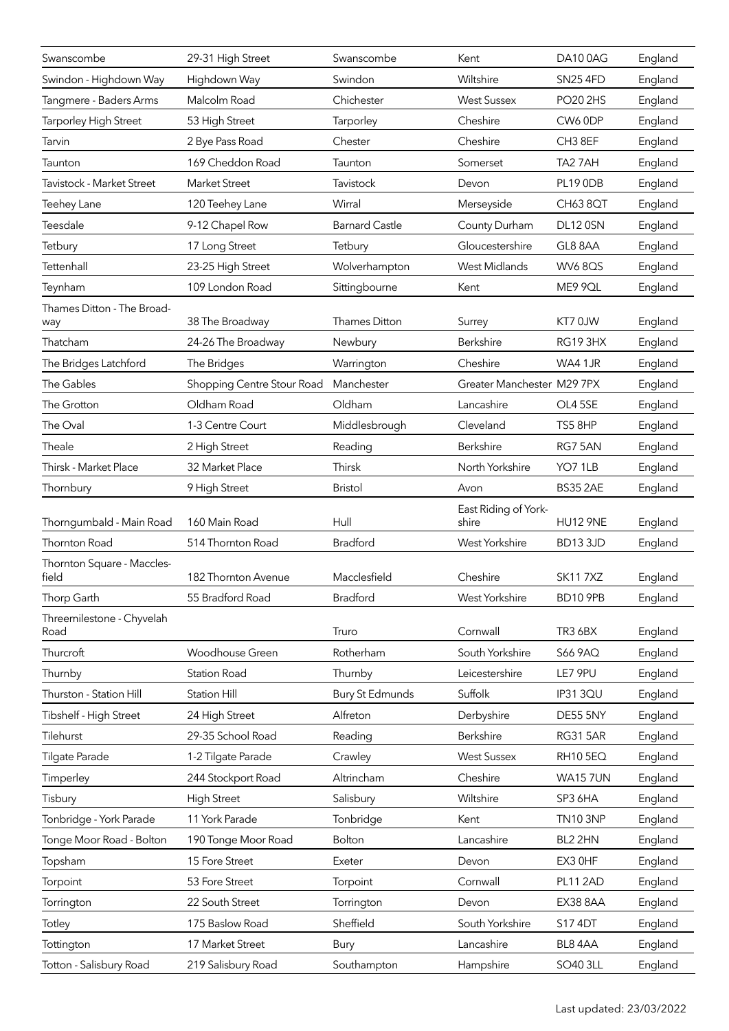| | | | | | |
|---|---|---|---|---|---|
| Swanscombe | 29-31 High Street | Swanscombe | Kent | DA10 0AG | England |
| Swindon - Highdown Way | Highdown Way | Swindon | Wiltshire | SN25 4FD | England |
| Tangmere - Baders Arms | Malcolm Road | Chichester | West Sussex | PO20 2HS | England |
| Tarporley High Street | 53 High Street | Tarporley | Cheshire | CW6 0DP | England |
| Tarvin | 2 Bye Pass Road | Chester | Cheshire | CH3 8EF | England |
| Taunton | 169 Cheddon Road | Taunton | Somerset | TA2 7AH | England |
| Tavistock - Market Street | Market Street | Tavistock | Devon | PL19 0DB | England |
| Teehey Lane | 120 Teehey Lane | Wirral | Merseyside | CH63 8QT | England |
| Teesdale | 9-12 Chapel Row | Barnard Castle | County Durham | DL12 0SN | England |
| Tetbury | 17 Long Street | Tetbury | Gloucestershire | GL8 8AA | England |
| Tettenhall | 23-25 High Street | Wolverhampton | West Midlands | WV6 8QS | England |
| Teynham | 109 London Road | Sittingbourne | Kent | ME9 9QL | England |
| Thames Ditton - The Broadway | 38 The Broadway | Thames Ditton | Surrey | KT7 0JW | England |
| Thatcham | 24-26 The Broadway | Newbury | Berkshire | RG19 3HX | England |
| The Bridges Latchford | The Bridges | Warrington | Cheshire | WA4 1JR | England |
| The Gables | Shopping Centre Stour Road | Manchester | Greater Manchester | M29 7PX | England |
| The Grotton | Oldham Road | Oldham | Lancashire | OL4 5SE | England |
| The Oval | 1-3 Centre Court | Middlesbrough | Cleveland | TS5 8HP | England |
| Theale | 2 High Street | Reading | Berkshire | RG7 5AN | England |
| Thirsk - Market Place | 32 Market Place | Thirsk | North Yorkshire | YO7 1LB | England |
| Thornbury | 9 High Street | Bristol | Avon | BS35 2AE | England |
| Thorngumbald - Main Road | 160 Main Road | Hull | East Riding of Yorkshire | HU12 9NE | England |
| Thornton Road | 514 Thornton Road | Bradford | West Yorkshire | BD13 3JD | England |
| Thornton Square - Macclesfield | 182 Thornton Avenue | Macclesfield | Cheshire | SK11 7XZ | England |
| Thorp Garth | 55 Bradford Road | Bradford | West Yorkshire | BD10 9PB | England |
| Threemilestone - Chyvelah Road | | Truro | Cornwall | TR3 6BX | England |
| Thurcroft | Woodhouse Green | Rotherham | South Yorkshire | S66 9AQ | England |
| Thurnby | Station Road | Thurnby | Leicestershire | LE7 9PU | England |
| Thurston - Station Hill | Station Hill | Bury St Edmunds | Suffolk | IP31 3QU | England |
| Tibshelf - High Street | 24 High Street | Alfreton | Derbyshire | DE55 5NY | England |
| Tilehurst | 29-35 School Road | Reading | Berkshire | RG31 5AR | England |
| Tilgate Parade | 1-2 Tilgate Parade | Crawley | West Sussex | RH10 5EQ | England |
| Timperley | 244 Stockport Road | Altrincham | Cheshire | WA15 7UN | England |
| Tisbury | High Street | Salisbury | Wiltshire | SP3 6HA | England |
| Tonbridge - York Parade | 11 York Parade | Tonbridge | Kent | TN10 3NP | England |
| Tonge Moor Road - Bolton | 190 Tonge Moor Road | Bolton | Lancashire | BL2 2HN | England |
| Topsham | 15 Fore Street | Exeter | Devon | EX3 0HF | England |
| Torpoint | 53 Fore Street | Torpoint | Cornwall | PL11 2AD | England |
| Torrington | 22 South Street | Torrington | Devon | EX38 8AA | England |
| Totley | 175 Baslow Road | Sheffield | South Yorkshire | S17 4DT | England |
| Tottington | 17 Market Street | Bury | Lancashire | BL8 4AA | England |
| Totton - Salisbury Road | 219 Salisbury Road | Southampton | Hampshire | SO40 3LL | England |

Last updated: 23/03/2022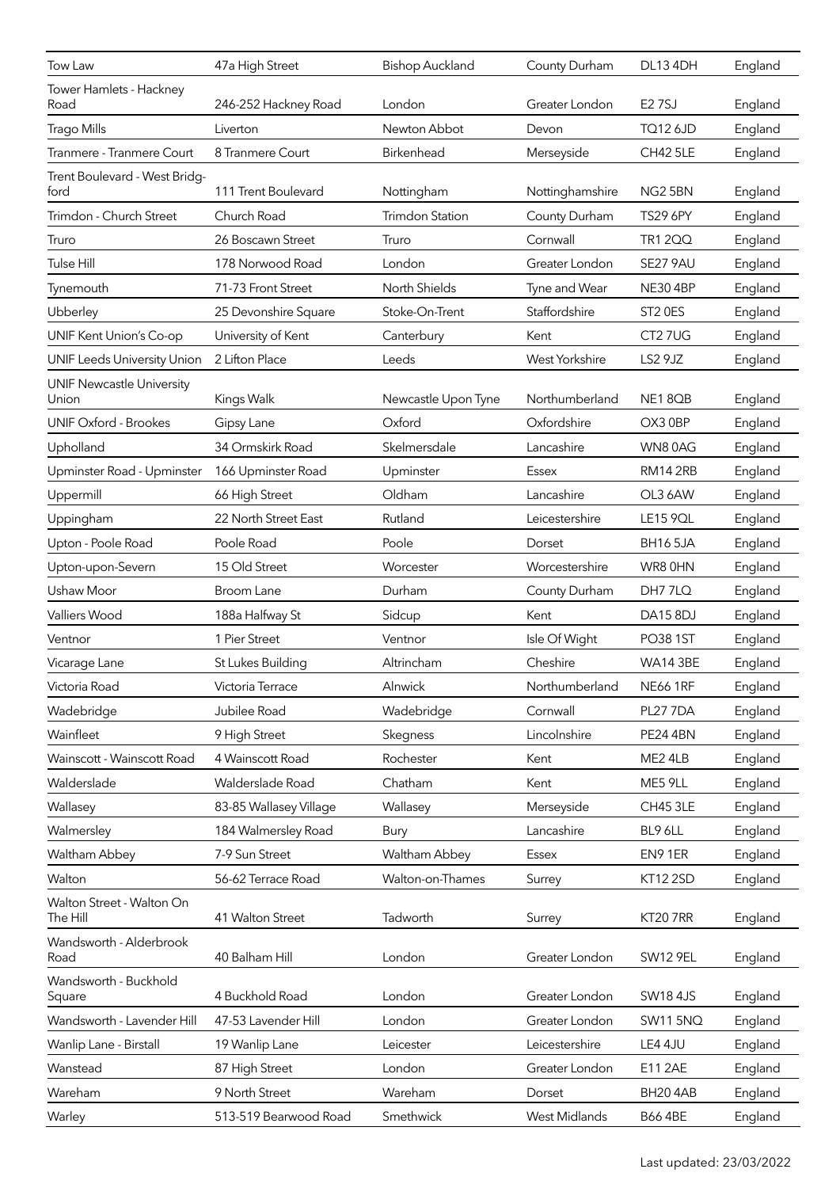| | | | | | |
|---|---|---|---|---|---|
| Tow Law | 47a High Street | Bishop Auckland | County Durham | DL13 4DH | England |
| Tower Hamlets - Hackney Road | 246-252 Hackney Road | London | Greater London | E2 7SJ | England |
| Trago Mills | Liverton | Newton Abbot | Devon | TQ12 6JD | England |
| Tranmere - Tranmere Court | 8 Tranmere Court | Birkenhead | Merseyside | CH42 5LE | England |
| Trent Boulevard - West Bridgford | 111 Trent Boulevard | Nottingham | Nottinghamshire | NG2 5BN | England |
| Trimdon - Church Street | Church Road | Trimdon Station | County Durham | TS29 6PY | England |
| Truro | 26 Boscawn Street | Truro | Cornwall | TR1 2QQ | England |
| Tulse Hill | 178 Norwood Road | London | Greater London | SE27 9AU | England |
| Tynemouth | 71-73 Front Street | North Shields | Tyne and Wear | NE30 4BP | England |
| Ubberley | 25 Devonshire Square | Stoke-On-Trent | Staffordshire | ST2 0ES | England |
| UNIF Kent Union's Co-op | University of Kent | Canterbury | Kent | CT2 7UG | England |
| UNIF Leeds University Union | 2 Lifton Place | Leeds | West Yorkshire | LS2 9JZ | England |
| UNIF Newcastle University Union | Kings Walk | Newcastle Upon Tyne | Northumberland | NE1 8QB | England |
| UNIF Oxford - Brookes | Gipsy Lane | Oxford | Oxfordshire | OX3 0BP | England |
| Upholland | 34 Ormskirk Road | Skelmersdale | Lancashire | WN8 0AG | England |
| Upminster Road - Upminster | 166 Upminster Road | Upminster | Essex | RM14 2RB | England |
| Uppermill | 66 High Street | Oldham | Lancashire | OL3 6AW | England |
| Uppingham | 22 North Street East | Rutland | Leicestershire | LE15 9QL | England |
| Upton - Poole Road | Poole Road | Poole | Dorset | BH16 5JA | England |
| Upton-upon-Severn | 15 Old Street | Worcester | Worcestershire | WR8 0HN | England |
| Ushaw Moor | Broom Lane | Durham | County Durham | DH7 7LQ | England |
| Valliers Wood | 188a Halfway St | Sidcup | Kent | DA15 8DJ | England |
| Ventnor | 1 Pier Street | Ventnor | Isle Of Wight | PO38 1ST | England |
| Vicarage Lane | St Lukes Building | Altrincham | Cheshire | WA14 3BE | England |
| Victoria Road | Victoria Terrace | Alnwick | Northumberland | NE66 1RF | England |
| Wadebridge | Jubilee Road | Wadebridge | Cornwall | PL27 7DA | England |
| Wainfleet | 9 High Street | Skegness | Lincolnshire | PE24 4BN | England |
| Wainscott - Wainscott Road | 4 Wainscott Road | Rochester | Kent | ME2 4LB | England |
| Walderslade | Walderslade Road | Chatham | Kent | ME5 9LL | England |
| Wallasey | 83-85 Wallasey Village | Wallasey | Merseyside | CH45 3LE | England |
| Walmersley | 184 Walmersley Road | Bury | Lancashire | BL9 6LL | England |
| Waltham Abbey | 7-9 Sun Street | Waltham Abbey | Essex | EN9 1ER | England |
| Walton | 56-62 Terrace Road | Walton-on-Thames | Surrey | KT12 2SD | England |
| Walton Street - Walton On The Hill | 41 Walton Street | Tadworth | Surrey | KT20 7RR | England |
| Wandsworth - Alderbrook Road | 40 Balham Hill | London | Greater London | SW12 9EL | England |
| Wandsworth - Buckhold Square | 4 Buckhold Road | London | Greater London | SW18 4JS | England |
| Wandsworth - Lavender Hill | 47-53 Lavender Hill | London | Greater London | SW11 5NQ | England |
| Wanlip Lane - Birstall | 19 Wanlip Lane | Leicester | Leicestershire | LE4 4JU | England |
| Wanstead | 87 High Street | London | Greater London | E11 2AE | England |
| Wareham | 9 North Street | Wareham | Dorset | BH20 4AB | England |
| Warley | 513-519 Bearwood Road | Smethwick | West Midlands | B66 4BE | England |

Last updated: 23/03/2022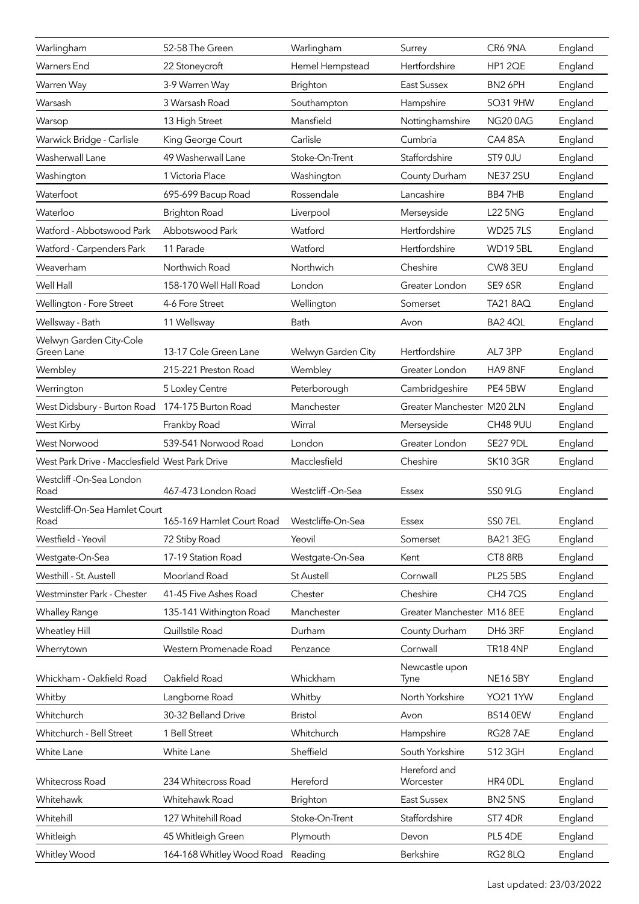| | | | | | |
|---|---|---|---|---|---|
| Warlingham | 52-58 The Green | Warlingham | Surrey | CR6 9NA | England |
| Warners End | 22 Stoneycroft | Hemel Hempstead | Hertfordshire | HP1 2QE | England |
| Warren Way | 3-9 Warren Way | Brighton | East Sussex | BN2 6PH | England |
| Warsash | 3 Warsash Road | Southampton | Hampshire | SO31 9HW | England |
| Warsop | 13 High Street | Mansfield | Nottinghamshire | NG20 0AG | England |
| Warwick Bridge - Carlisle | King George Court | Carlisle | Cumbria | CA4 8SA | England |
| Washerwall Lane | 49 Washerwall Lane | Stoke-On-Trent | Staffordshire | ST9 0JU | England |
| Washington | 1 Victoria Place | Washington | County Durham | NE37 2SU | England |
| Waterfoot | 695-699 Bacup Road | Rossendale | Lancashire | BB4 7HB | England |
| Waterloo | Brighton Road | Liverpool | Merseyside | L22 5NG | England |
| Watford - Abbotswood Park | Abbotswood Park | Watford | Hertfordshire | WD25 7LS | England |
| Watford - Carpenders Park | 11 Parade | Watford | Hertfordshire | WD19 5BL | England |
| Weaverham | Northwich Road | Northwich | Cheshire | CW8 3EU | England |
| Well Hall | 158-170 Well Hall Road | London | Greater London | SE9 6SR | England |
| Wellington - Fore Street | 4-6 Fore Street | Wellington | Somerset | TA21 8AQ | England |
| Wellsway - Bath | 11 Wellsway | Bath | Avon | BA2 4QL | England |
| Welwyn Garden City-Cole Green Lane | 13-17 Cole Green Lane | Welwyn Garden City | Hertfordshire | AL7 3PP | England |
| Wembley | 215-221 Preston Road | Wembley | Greater London | HA9 8NF | England |
| Werrington | 5 Loxley Centre | Peterborough | Cambridgeshire | PE4 5BW | England |
| West Didsbury - Burton Road | 174-175 Burton Road | Manchester | Greater Manchester | M20 2LN | England |
| West Kirby | Frankby Road | Wirral | Merseyside | CH48 9UU | England |
| West Norwood | 539-541 Norwood Road | London | Greater London | SE27 9DL | England |
| West Park Drive - Macclesfield | West Park Drive | Macclesfield | Cheshire | SK10 3GR | England |
| Westcliff -On-Sea London Road | 467-473 London Road | Westcliff -On-Sea | Essex | SS0 9LG | England |
| Westcliff-On-Sea Hamlet Court Road | 165-169 Hamlet Court Road | Westcliffe-On-Sea | Essex | SS0 7EL | England |
| Westfield - Yeovil | 72 Stiby Road | Yeovil | Somerset | BA21 3EG | England |
| Westgate-On-Sea | 17-19 Station Road | Westgate-On-Sea | Kent | CT8 8RB | England |
| Westhill - St. Austell | Moorland Road | St Austell | Cornwall | PL25 5BS | England |
| Westminster Park - Chester | 41-45 Five Ashes Road | Chester | Cheshire | CH4 7QS | England |
| Whalley Range | 135-141 Withington Road | Manchester | Greater Manchester | M16 8EE | England |
| Wheatley Hill | Quillstile Road | Durham | County Durham | DH6 3RF | England |
| Wherrytown | Western Promenade Road | Penzance | Cornwall | TR18 4NP | England |
| Whickham - Oakfield Road | Oakfield Road | Whickham | Newcastle upon Tyne | NE16 5BY | England |
| Whitby | Langborne Road | Whitby | North Yorkshire | YO21 1YW | England |
| Whitchurch | 30-32 Belland Drive | Bristol | Avon | BS14 0EW | England |
| Whitchurch - Bell Street | 1 Bell Street | Whitchurch | Hampshire | RG28 7AE | England |
| White Lane | White Lane | Sheffield | South Yorkshire | S12 3GH | England |
| Whitecross Road | 234 Whitecross Road | Hereford | Hereford and Worcester | HR4 0DL | England |
| Whitehawk | Whitehawk Road | Brighton | East Sussex | BN2 5NS | England |
| Whitehill | 127 Whitehill Road | Stoke-On-Trent | Staffordshire | ST7 4DR | England |
| Whitleigh | 45 Whitleigh Green | Plymouth | Devon | PL5 4DE | England |
| Whitley Wood | 164-168 Whitley Wood Road | Reading | Berkshire | RG2 8LQ | England |

Last updated: 23/03/2022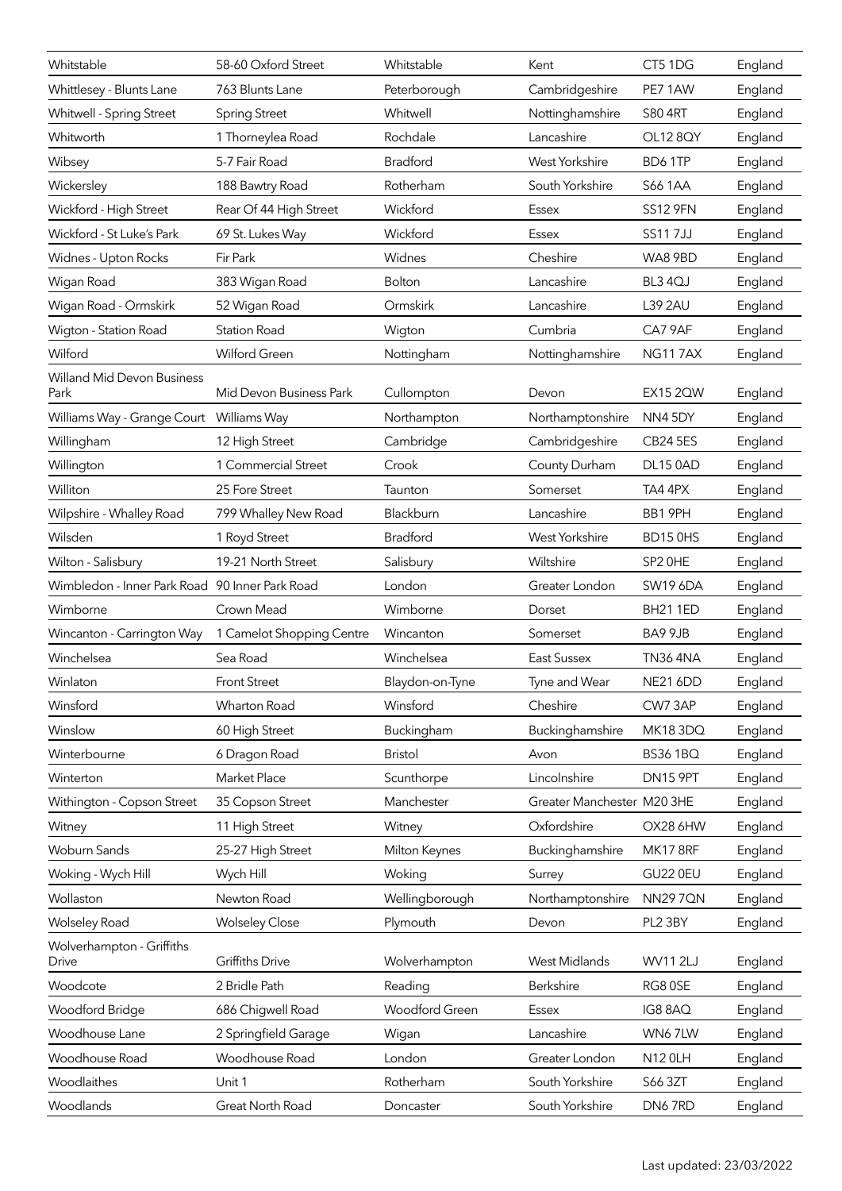| | | | | | |
|---|---|---|---|---|---|
| Whitstable | 58-60 Oxford Street | Whitstable | Kent | CT5 1DG | England |
| Whittlesey - Blunts Lane | 763 Blunts Lane | Peterborough | Cambridgeshire | PE7 1AW | England |
| Whitwell - Spring Street | Spring Street | Whitwell | Nottinghamshire | S80 4RT | England |
| Whitworth | 1 Thorneylea Road | Rochdale | Lancashire | OL12 8QY | England |
| Wibsey | 5-7 Fair Road | Bradford | West Yorkshire | BD6 1TP | England |
| Wickersley | 188 Bawtry Road | Rotherham | South Yorkshire | S66 1AA | England |
| Wickford - High Street | Rear Of 44 High Street | Wickford | Essex | SS12 9FN | England |
| Wickford - St Luke's Park | 69 St. Lukes Way | Wickford | Essex | SS11 7JJ | England |
| Widnes - Upton Rocks | Fir Park | Widnes | Cheshire | WA8 9BD | England |
| Wigan Road | 383 Wigan Road | Bolton | Lancashire | BL3 4QJ | England |
| Wigan Road - Ormskirk | 52 Wigan Road | Ormskirk | Lancashire | L39 2AU | England |
| Wigton - Station Road | Station Road | Wigton | Cumbria | CA7 9AF | England |
| Wilford | Wilford Green | Nottingham | Nottinghamshire | NG11 7AX | England |
| Willand Mid Devon Business Park | Mid Devon Business Park | Cullompton | Devon | EX15 2QW | England |
| Williams Way - Grange Court | Williams Way | Northampton | Northamptonshire | NN4 5DY | England |
| Willingham | 12 High Street | Cambridge | Cambridgeshire | CB24 5ES | England |
| Willington | 1 Commercial Street | Crook | County Durham | DL15 0AD | England |
| Williton | 25 Fore Street | Taunton | Somerset | TA4 4PX | England |
| Wilpshire - Whalley Road | 799 Whalley New Road | Blackburn | Lancashire | BB1 9PH | England |
| Wilsden | 1 Royd Street | Bradford | West Yorkshire | BD15 0HS | England |
| Wilton - Salisbury | 19-21 North Street | Salisbury | Wiltshire | SP2 0HE | England |
| Wimbledon - Inner Park Road | 90 Inner Park Road | London | Greater London | SW19 6DA | England |
| Wimborne | Crown Mead | Wimborne | Dorset | BH21 1ED | England |
| Wincanton - Carrington Way | 1 Camelot Shopping Centre | Wincanton | Somerset | BA9 9JB | England |
| Winchelsea | Sea Road | Winchelsea | East Sussex | TN36 4NA | England |
| Winlaton | Front Street | Blaydon-on-Tyne | Tyne and Wear | NE21 6DD | England |
| Winsford | Wharton Road | Winsford | Cheshire | CW7 3AP | England |
| Winslow | 60 High Street | Buckingham | Buckinghamshire | MK18 3DQ | England |
| Winterbourne | 6 Dragon Road | Bristol | Avon | BS36 1BQ | England |
| Winterton | Market Place | Scunthorpe | Lincolnshire | DN15 9PT | England |
| Withington - Copson Street | 35 Copson Street | Manchester | Greater Manchester | M20 3HE | England |
| Witney | 11 High Street | Witney | Oxfordshire | OX28 6HW | England |
| Woburn Sands | 25-27 High Street | Milton Keynes | Buckinghamshire | MK17 8RF | England |
| Woking - Wych Hill | Wych Hill | Woking | Surrey | GU22 0EU | England |
| Wollaston | Newton Road | Wellingborough | Northamptonshire | NN29 7QN | England |
| Wolseley Road | Wolseley Close | Plymouth | Devon | PL2 3BY | England |
| Wolverhampton - Griffiths Drive | Griffiths Drive | Wolverhampton | West Midlands | WV11 2LJ | England |
| Woodcote | 2 Bridle Path | Reading | Berkshire | RG8 0SE | England |
| Woodford Bridge | 686 Chigwell Road | Woodford Green | Essex | IG8 8AQ | England |
| Woodhouse Lane | 2 Springfield Garage | Wigan | Lancashire | WN6 7LW | England |
| Woodhouse Road | Woodhouse Road | London | Greater London | N12 0LH | England |
| Woodlaithes | Unit 1 | Rotherham | South Yorkshire | S66 3ZT | England |
| Woodlands | Great North Road | Doncaster | South Yorkshire | DN6 7RD | England |

Last updated: 23/03/2022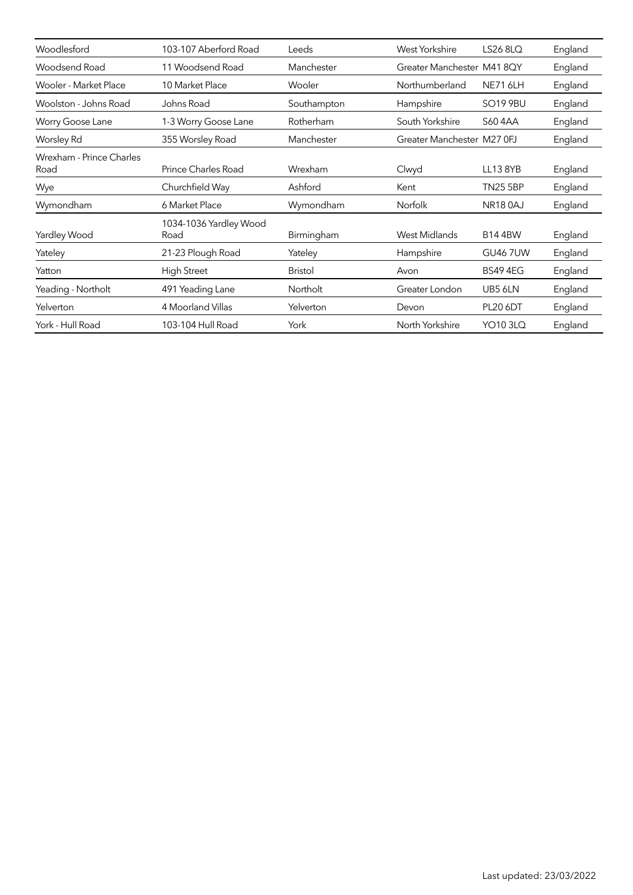| | | | | | |
|---|---|---|---|---|---|
| Woodlesford | 103-107 Aberford Road | Leeds | West Yorkshire | LS26 8LQ | England |
| Woodsend Road | 11 Woodsend Road | Manchester | Greater Manchester | M41 8QY | England |
| Wooler - Market Place | 10 Market Place | Wooler | Northumberland | NE71 6LH | England |
| Woolston - Johns Road | Johns Road | Southampton | Hampshire | SO19 9BU | England |
| Worry Goose Lane | 1-3 Worry Goose Lane | Rotherham | South Yorkshire | S60 4AA | England |
| Worsley Rd | 355 Worsley Road | Manchester | Greater Manchester | M27 0FJ | England |
| Wrexham - Prince Charles Road | Prince Charles Road | Wrexham | Clwyd | LL13 8YB | England |
| Wye | Churchfield Way | Ashford | Kent | TN25 5BP | England |
| Wymondham | 6 Market Place | Wymondham | Norfolk | NR18 0AJ | England |
| Yardley Wood | 1034-1036 Yardley Wood Road | Birmingham | West Midlands | B14 4BW | England |
| Yateley | 21-23 Plough Road | Yateley | Hampshire | GU46 7UW | England |
| Yatton | High Street | Bristol | Avon | BS49 4EG | England |
| Yeading - Northolt | 491 Yeading Lane | Northolt | Greater London | UB5 6LN | England |
| Yelverton | 4 Moorland Villas | Yelverton | Devon | PL20 6DT | England |
| York - Hull Road | 103-104 Hull Road | York | North Yorkshire | YO10 3LQ | England |

Last updated: 23/03/2022